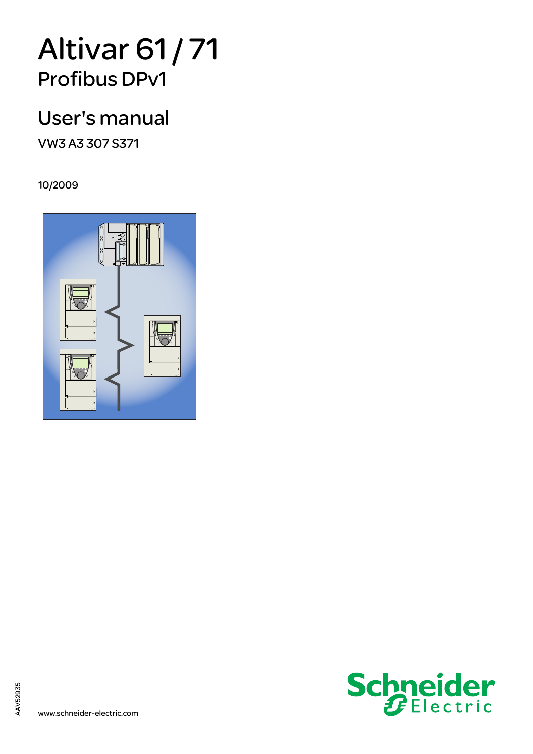# Altivar 61 / 71

## Profibus DPv1

# User's manual

VW3 A3 307 S371

10/2009

AAV52935

www.schneider-electric.com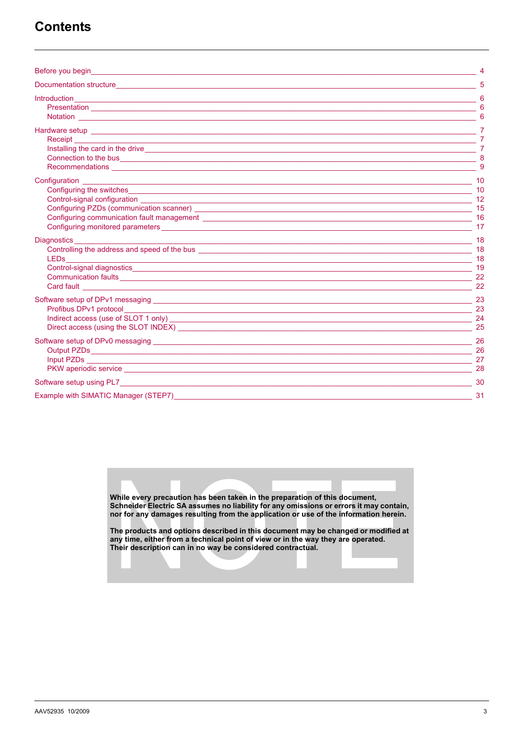# Contents

| | |
|---|---|
| Before you begin | 4 |
| Documentation structure | 5 |
| Introduction | 6 |
| Presentation | 6 |
| Notation | 6 |
| Hardware setup | 7 |
| Receipt | 7 |
| Installing the card in the drive | 7 |
| Connection to the bus | 8 |
| Recommendations | 9 |
| Configuration | 10 |
| Configuring the switches | 10 |
| Control-signal configuration | 12 |
| Configuring PZDs (communication scanner) | 15 |
| Configuring communication fault management | 16 |
| Configuring monitored parameters | 17 |
| Diagnostics | 18 |
| Controlling the address and speed of the bus | 18 |
| LEDs | 18 |
| Control-signal diagnostics | 19 |
| Communication faults | 22 |
| Card fault | 22 |
| Software setup of DPv1 messaging | 23 |
| Profibus DPv1 protocol | 23 |
| Indirect access (use of SLOT 1 only) | 24 |
| Direct access (using the SLOT INDEX) | 25 |
| Software setup of DPv0 messaging | 26 |
| Output PZDs | 26 |
| Input PZDs | 27 |
| PKW aperiodic service | 28 |
| Software setup using PL7 | 30 |
| Example with SIMATIC Manager (STEP7) | 31 |

**NOTE**

**While every precaution has been taken in the preparation of this document, Schneider Electric SA assumes no liability for any omissions or errors it may contain, nor for any damages resulting from the application or use of the information herein.**

**The products and options described in this document may be changed or modified at any time, either from a technical point of view or in the way they are operated. Their description can in no way be considered contractual.**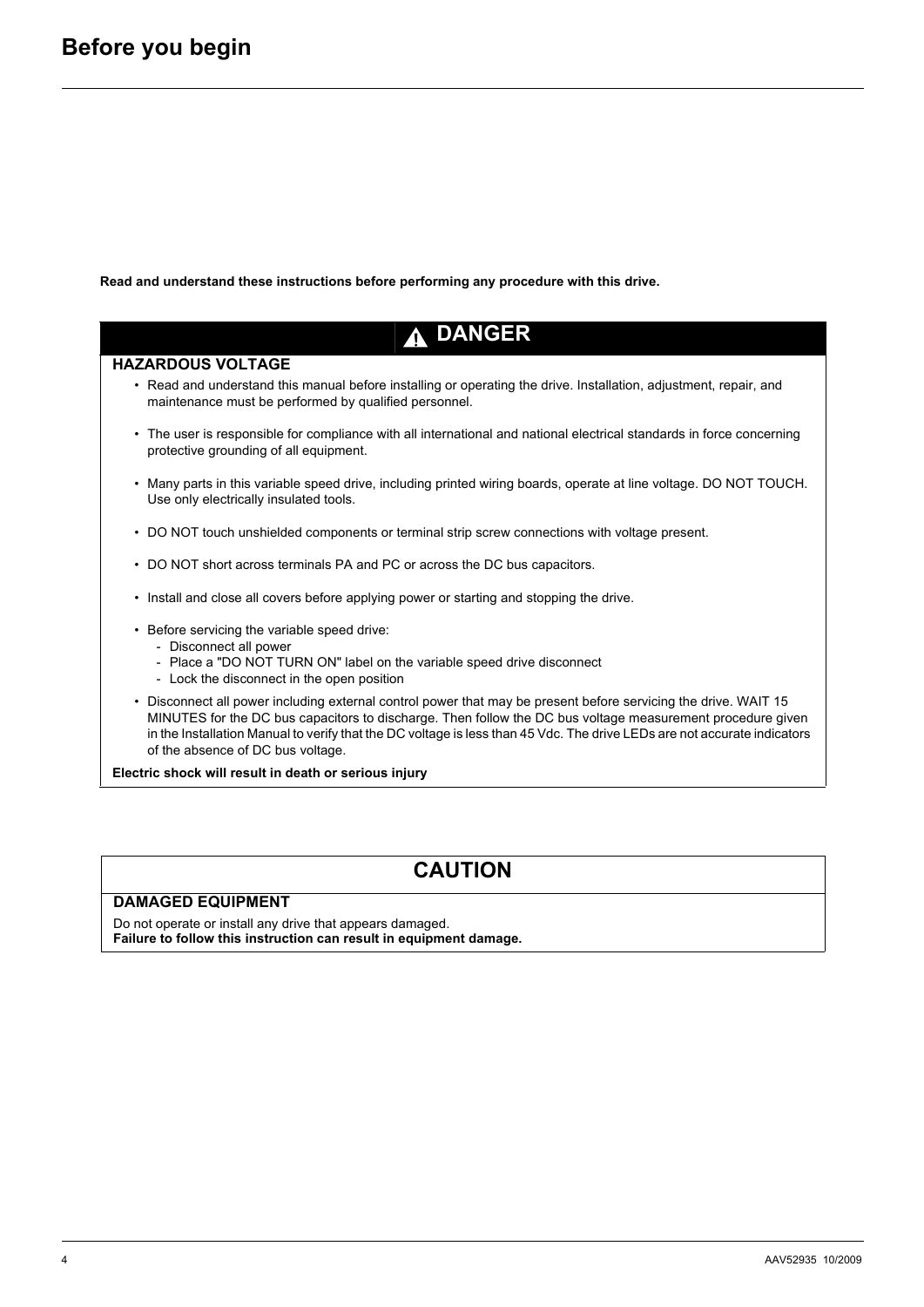# Before you begin

**Read and understand these instructions before performing any procedure with this drive.**

## ⚠ DANGER

**HAZARDOUS VOLTAGE**

- Read and understand this manual before installing or operating the drive. Installation, adjustment, repair, and maintenance must be performed by qualified personnel.
- The user is responsible for compliance with all international and national electrical standards in force concerning protective grounding of all equipment.
- Many parts in this variable speed drive, including printed wiring boards, operate at line voltage. DO NOT TOUCH. Use only electrically insulated tools.
- DO NOT touch unshielded components or terminal strip screw connections with voltage present.
- DO NOT short across terminals PA and PC or across the DC bus capacitors.
- Install and close all covers before applying power or starting and stopping the drive.
- Before servicing the variable speed drive:
  - Disconnect all power
  - Place a "DO NOT TURN ON" label on the variable speed drive disconnect
  - Lock the disconnect in the open position
- Disconnect all power including external control power that may be present before servicing the drive. WAIT 15 MINUTES for the DC bus capacitors to discharge. Then follow the DC bus voltage measurement procedure given in the Installation Manual to verify that the DC voltage is less than 45 Vdc. The drive LEDs are not accurate indicators of the absence of DC bus voltage.

**Electric shock will result in death or serious injury**

## CAUTION

**DAMAGED EQUIPMENT**

Do not operate or install any drive that appears damaged.
**Failure to follow this instruction can result in equipment damage.**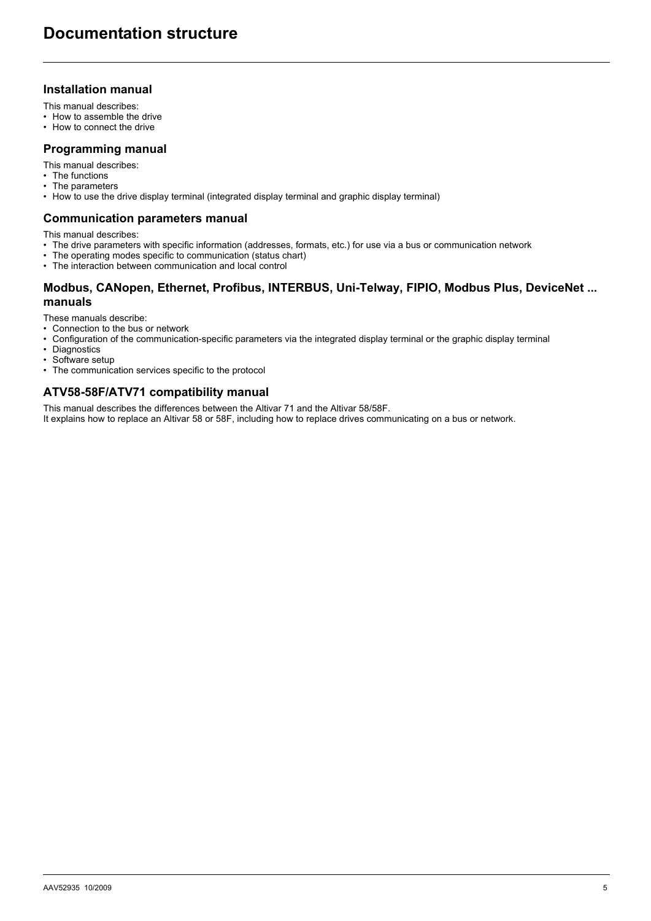# Documentation structure

## Installation manual

This manual describes:
- How to assemble the drive
- How to connect the drive

## Programming manual

This manual describes:
- The functions
- The parameters
- How to use the drive display terminal (integrated display terminal and graphic display terminal)

## Communication parameters manual

This manual describes:
- The drive parameters with specific information (addresses, formats, etc.) for use via a bus or communication network
- The operating modes specific to communication (status chart)
- The interaction between communication and local control

## Modbus, CANopen, Ethernet, Profibus, INTERBUS, Uni-Telway, FIPIO, Modbus Plus, DeviceNet ... manuals

These manuals describe:
- Connection to the bus or network
- Configuration of the communication-specific parameters via the integrated display terminal or the graphic display terminal
- Diagnostics
- Software setup
- The communication services specific to the protocol

## ATV58-58F/ATV71 compatibility manual

This manual describes the differences between the Altivar 71 and the Altivar 58/58F.
It explains how to replace an Altivar 58 or 58F, including how to replace drives communicating on a bus or network.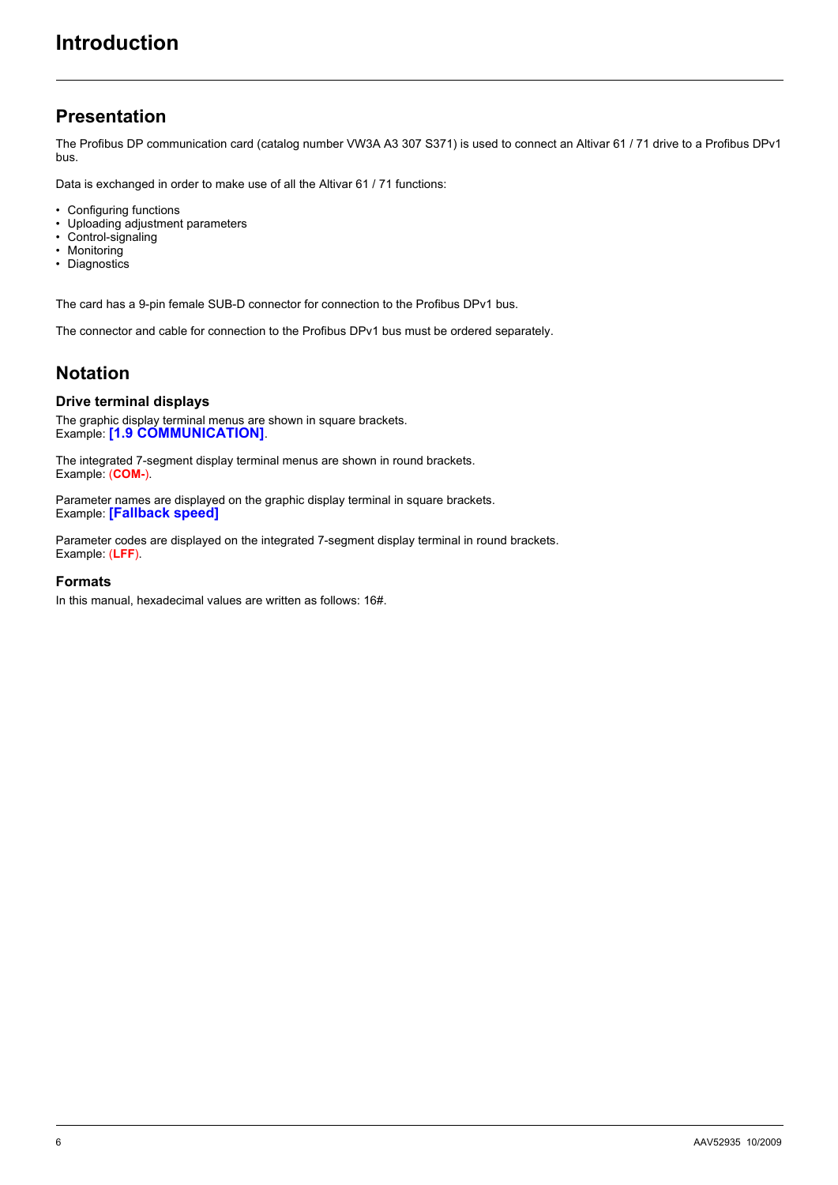# Introduction

## Presentation

The Profibus DP communication card (catalog number VW3A A3 307 S371) is used to connect an Altivar 61 / 71 drive to a Profibus DPv1 bus.

Data is exchanged in order to make use of all the Altivar 61 / 71 functions:

- Configuring functions
- Uploading adjustment parameters
- Control-signaling
- Monitoring
- Diagnostics

The card has a 9-pin female SUB-D connector for connection to the Profibus DPv1 bus.

The connector and cable for connection to the Profibus DPv1 bus must be ordered separately.

## Notation

### Drive terminal displays

The graphic display terminal menus are shown in square brackets.
Example: **[1.9 COMMUNICATION]**.

The integrated 7-segment display terminal menus are shown in round brackets.
Example: (**COM-**).

Parameter names are displayed on the graphic display terminal in square brackets.
Example: **[Fallback speed]**

Parameter codes are displayed on the integrated 7-segment display terminal in round brackets.
Example: (**LFF**).

### Formats

In this manual, hexadecimal values are written as follows: 16#.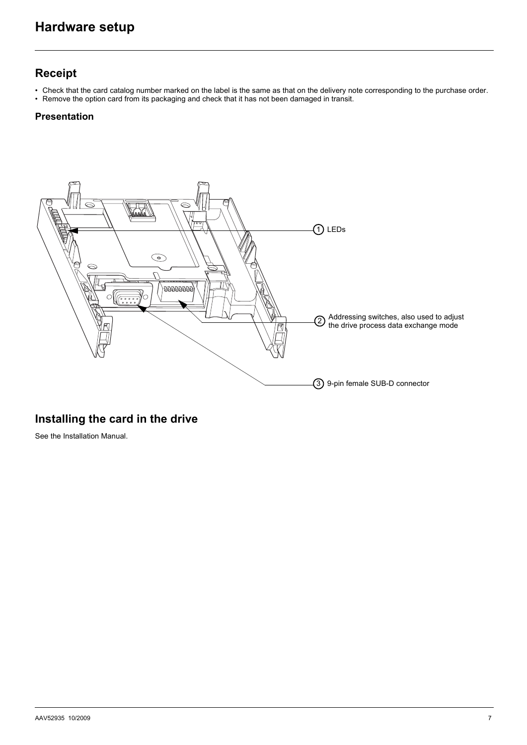# Hardware setup

## Receipt

- Check that the card catalog number marked on the label is the same as that on the delivery note corresponding to the purchase order.
- Remove the option card from its packaging and check that it has not been damaged in transit.

### Presentation

1. LEDs
2. Addressing switches, also used to adjust the drive process data exchange mode
3. 9-pin female SUB-D connector

## Installing the card in the drive

See the Installation Manual.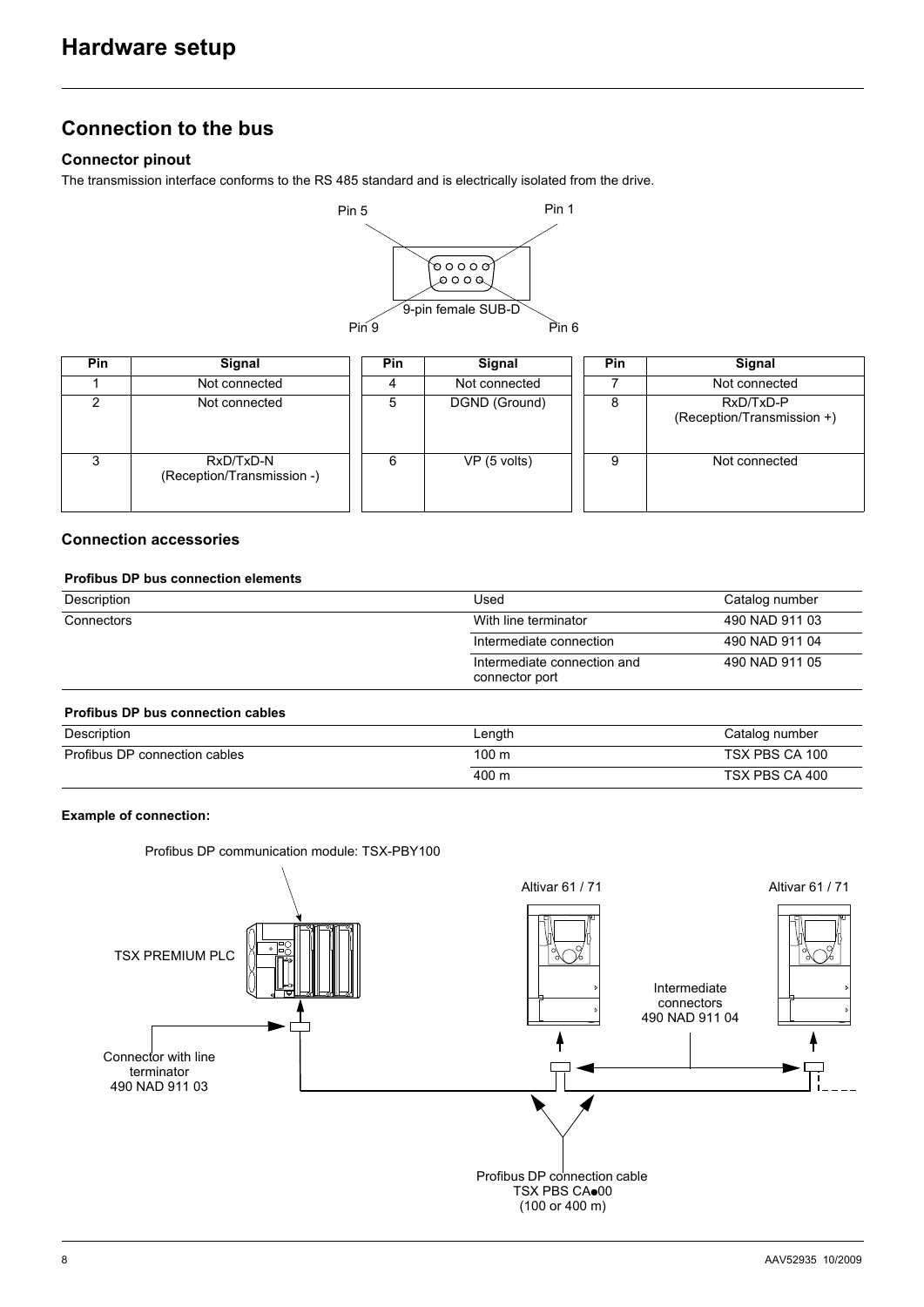# Hardware setup

## Connection to the bus

### Connector pinout

The transmission interface conforms to the RS 485 standard and is electrically isolated from the drive.

Pin 5 Pin 1

9-pin female SUB-D

Pin 9 Pin 6

| Pin | Signal | Pin | Signal | Pin | Signal |
|---|---|---|---|---|---|
| 1 | Not connected | 4 | Not connected | 7 | Not connected |
| 2 | Not connected | 5 | DGND (Ground) | 8 | RxD/TxD-P (Reception/Transmission +) |
| 3 | RxD/TxD-N (Reception/Transmission -) | 6 | VP (5 volts) | 9 | Not connected |

### Connection accessories

**Profibus DP bus connection elements**

| Description | Used | Catalog number |
|---|---|---|
| Connectors | With line terminator | 490 NAD 911 03 |
| | Intermediate connection | 490 NAD 911 04 |
| | Intermediate connection and connector port | 490 NAD 911 05 |

**Profibus DP bus connection cables**

| Description | Length | Catalog number |
|---|---|---|
| Profibus DP connection cables | 100 m | TSX PBS CA 100 |
| | 400 m | TSX PBS CA 400 |

**Example of connection:**

Profibus DP communication module: TSX-PBY100

TSX PREMIUM PLC

Altivar 61 / 71

Altivar 61 / 71

Intermediate connectors 490 NAD 911 04

Connector with line terminator 490 NAD 911 03

Profibus DP connection cable TSX PBS CA●00 (100 or 400 m)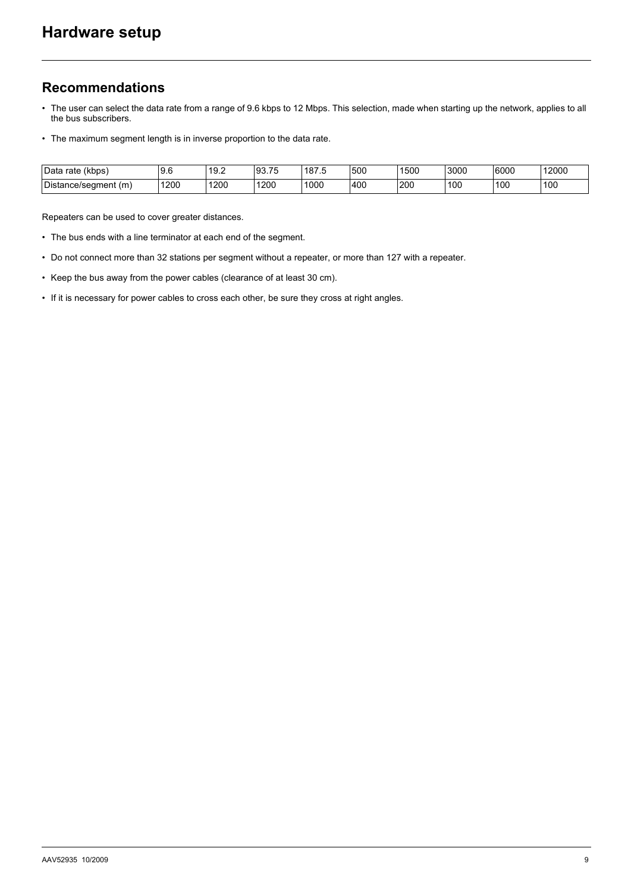# Hardware setup

## Recommendations

- The user can select the data rate from a range of 9.6 kbps to 12 Mbps. This selection, made when starting up the network, applies to all the bus subscribers.
- The maximum segment length is in inverse proportion to the data rate.

| Data rate (kbps) | 9.6 | 19.2 | 93.75 | 187.5 | 500 | 1500 | 3000 | 6000 | 12000 |
|---|---|---|---|---|---|---|---|---|---|
| Distance/segment (m) | 1200 | 1200 | 1200 | 1000 | 400 | 200 | 100 | 100 | 100 |

Repeaters can be used to cover greater distances.

- The bus ends with a line terminator at each end of the segment.
- Do not connect more than 32 stations per segment without a repeater, or more than 127 with a repeater.
- Keep the bus away from the power cables (clearance of at least 30 cm).
- If it is necessary for power cables to cross each other, be sure they cross at right angles.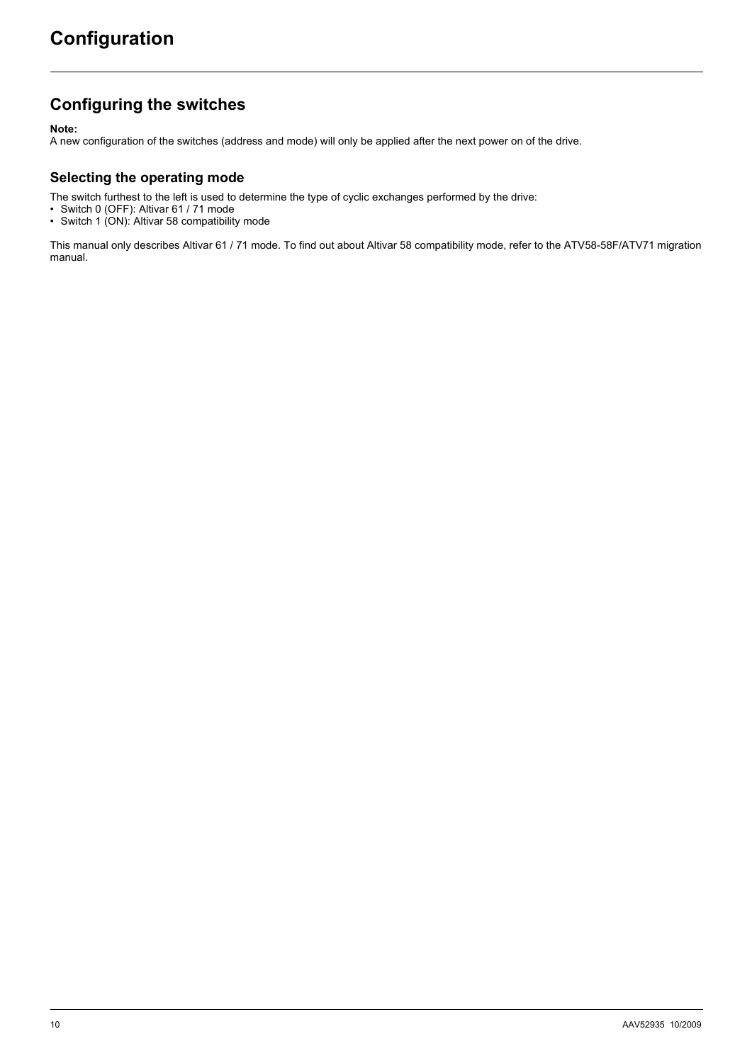# Configuration

## Configuring the switches

**Note:**
A new configuration of the switches (address and mode) will only be applied after the next power on of the drive.

### Selecting the operating mode

The switch furthest to the left is used to determine the type of cyclic exchanges performed by the drive:
- Switch 0 (OFF): Altivar 61 / 71 mode
- Switch 1 (ON): Altivar 58 compatibility mode

This manual only describes Altivar 61 / 71 mode. To find out about Altivar 58 compatibility mode, refer to the ATV58-58F/ATV71 migration manual.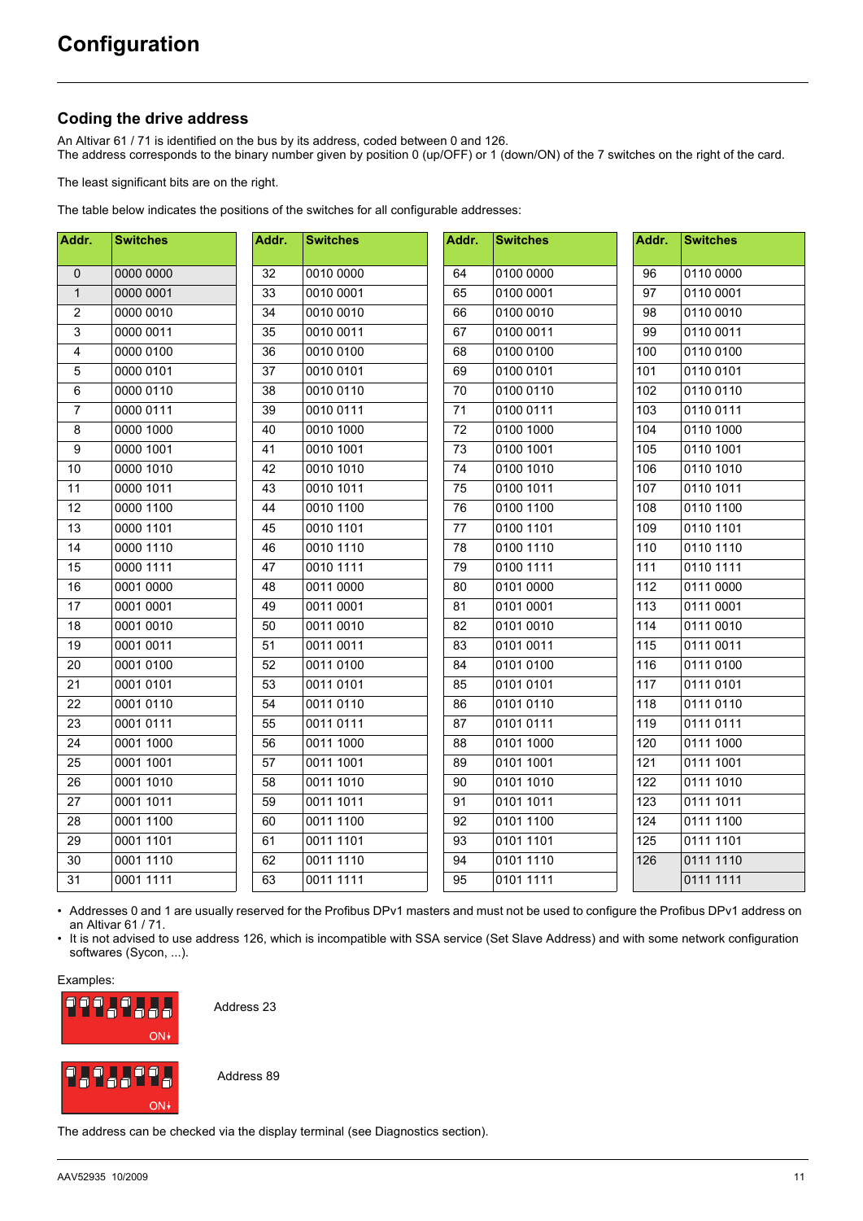# Configuration

## Coding the drive address

An Altivar 61 / 71 is identified on the bus by its address, coded between 0 and 126.
The address corresponds to the binary number given by position 0 (up/OFF) or 1 (down/ON) of the 7 switches on the right of the card.

The least significant bits are on the right.

The table below indicates the positions of the switches for all configurable addresses:

| Addr. | Switches | Addr. | Switches | Addr. | Switches | Addr. | Switches |
|---|---|---|---|---|---|---|---|
| 0 | 0000 0000 | 32 | 0010 0000 | 64 | 0100 0000 | 96 | 0110 0000 |
| 1 | 0000 0001 | 33 | 0010 0001 | 65 | 0100 0001 | 97 | 0110 0001 |
| 2 | 0000 0010 | 34 | 0010 0010 | 66 | 0100 0010 | 98 | 0110 0010 |
| 3 | 0000 0011 | 35 | 0010 0011 | 67 | 0100 0011 | 99 | 0110 0011 |
| 4 | 0000 0100 | 36 | 0010 0100 | 68 | 0100 0100 | 100 | 0110 0100 |
| 5 | 0000 0101 | 37 | 0010 0101 | 69 | 0100 0101 | 101 | 0110 0101 |
| 6 | 0000 0110 | 38 | 0010 0110 | 70 | 0100 0110 | 102 | 0110 0110 |
| 7 | 0000 0111 | 39 | 0010 0111 | 71 | 0100 0111 | 103 | 0110 0111 |
| 8 | 0000 1000 | 40 | 0010 1000 | 72 | 0100 1000 | 104 | 0110 1000 |
| 9 | 0000 1001 | 41 | 0010 1001 | 73 | 0100 1001 | 105 | 0110 1001 |
| 10 | 0000 1010 | 42 | 0010 1010 | 74 | 0100 1010 | 106 | 0110 1010 |
| 11 | 0000 1011 | 43 | 0010 1011 | 75 | 0100 1011 | 107 | 0110 1011 |
| 12 | 0000 1100 | 44 | 0010 1100 | 76 | 0100 1100 | 108 | 0110 1100 |
| 13 | 0000 1101 | 45 | 0010 1101 | 77 | 0100 1101 | 109 | 0110 1101 |
| 14 | 0000 1110 | 46 | 0010 1110 | 78 | 0100 1110 | 110 | 0110 1110 |
| 15 | 0000 1111 | 47 | 0010 1111 | 79 | 0100 1111 | 111 | 0110 1111 |
| 16 | 0001 0000 | 48 | 0011 0000 | 80 | 0101 0000 | 112 | 0111 0000 |
| 17 | 0001 0001 | 49 | 0011 0001 | 81 | 0101 0001 | 113 | 0111 0001 |
| 18 | 0001 0010 | 50 | 0011 0010 | 82 | 0101 0010 | 114 | 0111 0010 |
| 19 | 0001 0011 | 51 | 0011 0011 | 83 | 0101 0011 | 115 | 0111 0011 |
| 20 | 0001 0100 | 52 | 0011 0100 | 84 | 0101 0100 | 116 | 0111 0100 |
| 21 | 0001 0101 | 53 | 0011 0101 | 85 | 0101 0101 | 117 | 0111 0101 |
| 22 | 0001 0110 | 54 | 0011 0110 | 86 | 0101 0110 | 118 | 0111 0110 |
| 23 | 0001 0111 | 55 | 0011 0111 | 87 | 0101 0111 | 119 | 0111 0111 |
| 24 | 0001 1000 | 56 | 0011 1000 | 88 | 0101 1000 | 120 | 0111 1000 |
| 25 | 0001 1001 | 57 | 0011 1001 | 89 | 0101 1001 | 121 | 0111 1001 |
| 26 | 0001 1010 | 58 | 0011 1010 | 90 | 0101 1010 | 122 | 0111 1010 |
| 27 | 0001 1011 | 59 | 0011 1011 | 91 | 0101 1011 | 123 | 0111 1011 |
| 28 | 0001 1100 | 60 | 0011 1100 | 92 | 0101 1100 | 124 | 0111 1100 |
| 29 | 0001 1101 | 61 | 0011 1101 | 93 | 0101 1101 | 125 | 0111 1101 |
| 30 | 0001 1110 | 62 | 0011 1110 | 94 | 0101 1110 | 126 | 0111 1110 |
| 31 | 0001 1111 | 63 | 0011 1111 | 95 | 0101 1111 | | 0111 1111 |

- Addresses 0 and 1 are usually reserved for the Profibus DPv1 masters and must not be used to configure the Profibus DPv1 address on an Altivar 61 / 71.
- It is not advised to use address 126, which is incompatible with SSA service (Set Slave Address) and with some network configuration softwares (Sycon, ...).

Examples:

ON↓ Address 23

ON↓ Address 89

The address can be checked via the display terminal (see Diagnostics section).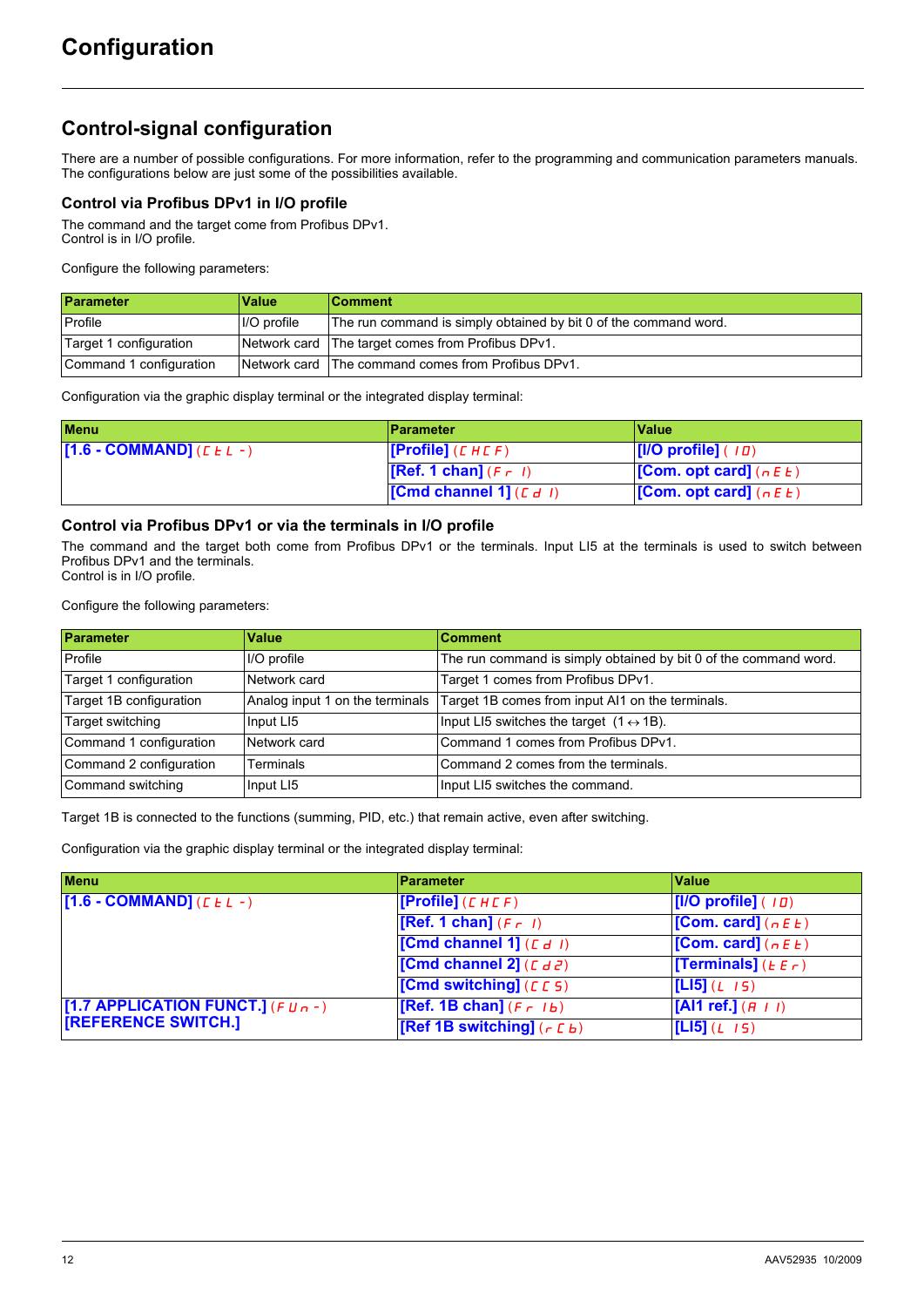# Configuration

## Control-signal configuration

There are a number of possible configurations. For more information, refer to the programming and communication parameters manuals. The configurations below are just some of the possibilities available.

### Control via Profibus DPv1 in I/O profile

The command and the target come from Profibus DPv1.
Control is in I/O profile.

Configure the following parameters:

| Parameter | Value | Comment |
|---|---|---|
| Profile | I/O profile | The run command is simply obtained by bit 0 of the command word. |
| Target 1 configuration | Network card | The target comes from Profibus DPv1. |
| Command 1 configuration | Network card | The command comes from Profibus DPv1. |

Configuration via the graphic display terminal or the integrated display terminal:

| Menu | Parameter | Value |
|---|---|---|
| [1.6 - COMMAND] (CtL-) | [Profile] (CHCF) | [I/O profile] (IO) |
| | [Ref. 1 chan] (Fr1) | [Com. opt card] (nEt) |
| | [Cmd channel 1] (Cd1) | [Com. opt card] (nEt) |

### Control via Profibus DPv1 or via the terminals in I/O profile

The command and the target both come from Profibus DPv1 or the terminals. Input LI5 at the terminals is used to switch between Profibus DPv1 and the terminals.
Control is in I/O profile.

Configure the following parameters:

| Parameter | Value | Comment |
|---|---|---|
| Profile | I/O profile | The run command is simply obtained by bit 0 of the command word. |
| Target 1 configuration | Network card | Target 1 comes from Profibus DPv1. |
| Target 1B configuration | Analog input 1 on the terminals | Target 1B comes from input AI1 on the terminals. |
| Target switching | Input LI5 | Input LI5 switches the target (1 ↔ 1B). |
| Command 1 configuration | Network card | Command 1 comes from Profibus DPv1. |
| Command 2 configuration | Terminals | Command 2 comes from the terminals. |
| Command switching | Input LI5 | Input LI5 switches the command. |

Target 1B is connected to the functions (summing, PID, etc.) that remain active, even after switching.

Configuration via the graphic display terminal or the integrated display terminal:

| Menu | Parameter | Value |
|---|---|---|
| [1.6 - COMMAND] (CtL-) | [Profile] (CHCF) | [I/O profile] (IO) |
| | [Ref. 1 chan] (Fr1) | [Com. card] (nEt) |
| | [Cmd channel 1] (Cd1) | [Com. card] (nEt) |
| | [Cmd channel 2] (Cd2) | [Terminals] (tEr) |
| | [Cmd switching] (CCS) | [LI5] (LI5) |
| [1.7 APPLICATION FUNCT.] (FUn-) [REFERENCE SWITCH.] | [Ref. 1B chan] (Fr1b) | [AI1 ref.] (AI1) |
| | [Ref 1B switching] (rCb) | [LI5] (LI5) |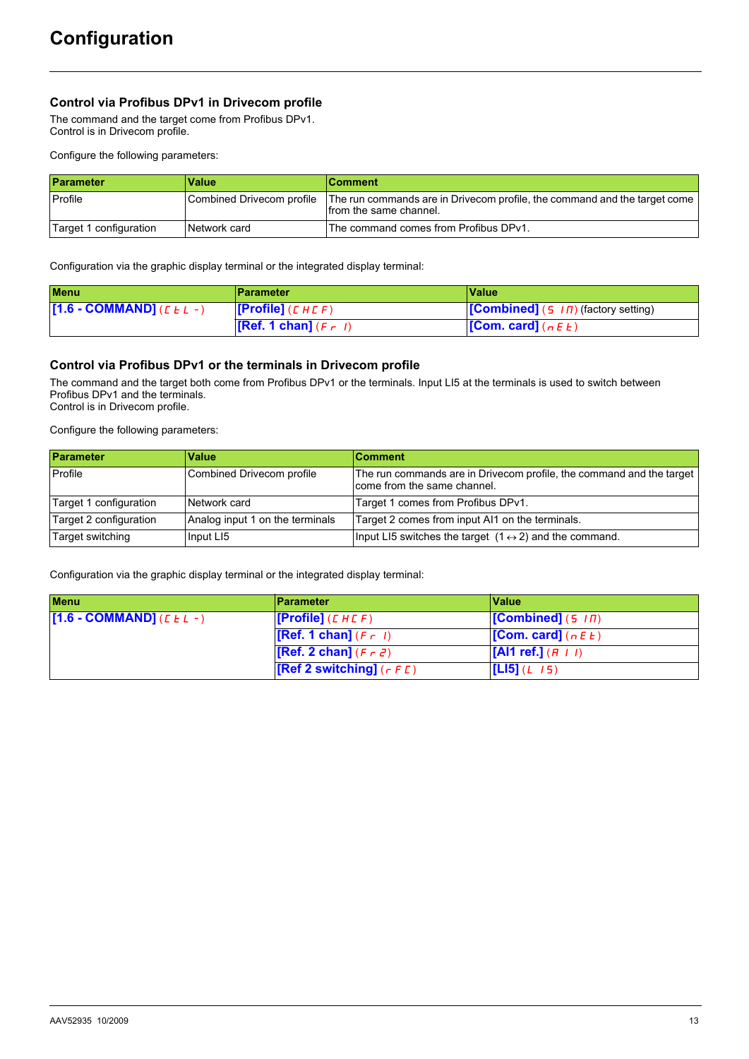# Configuration

## Control via Profibus DPv1 in Drivecom profile

The command and the target come from Profibus DPv1.
Control is in Drivecom profile.

Configure the following parameters:

| Parameter | Value | Comment |
| --- | --- | --- |
| Profile | Combined Drivecom profile | The run commands are in Drivecom profile, the command and the target come from the same channel. |
| Target 1 configuration | Network card | The command comes from Profibus DPv1. |

Configuration via the graphic display terminal or the integrated display terminal:

| Menu | Parameter | Value |
| --- | --- | --- |
| **[1.6 - COMMAND]** (CtL-) | **[Profile]** (CHCF) | **[Combined]** (SIM) (factory setting) |
| | **[Ref. 1 chan]** (Fr1) | **[Com. card]** (nEt) |

## Control via Profibus DPv1 or the terminals in Drivecom profile

The command and the target both come from Profibus DPv1 or the terminals. Input LI5 at the terminals is used to switch between Profibus DPv1 and the terminals.
Control is in Drivecom profile.

Configure the following parameters:

| Parameter | Value | Comment |
| --- | --- | --- |
| Profile | Combined Drivecom profile | The run commands are in Drivecom profile, the command and the target come from the same channel. |
| Target 1 configuration | Network card | Target 1 comes from Profibus DPv1. |
| Target 2 configuration | Analog input 1 on the terminals | Target 2 comes from input AI1 on the terminals. |
| Target switching | Input LI5 | Input LI5 switches the target (1 ↔ 2) and the command. |

Configuration via the graphic display terminal or the integrated display terminal:

| Menu | Parameter | Value |
| --- | --- | --- |
| **[1.6 - COMMAND]** (CtL-) | **[Profile]** (CHCF) | **[Combined]** (SIM) |
| | **[Ref. 1 chan]** (Fr1) | **[Com. card]** (nEt) |
| | **[Ref. 2 chan]** (Fr2) | **[AI1 ref.]** (AI1) |
| | **[Ref 2 switching]** (rFC) | **[LI5]** (LI5) |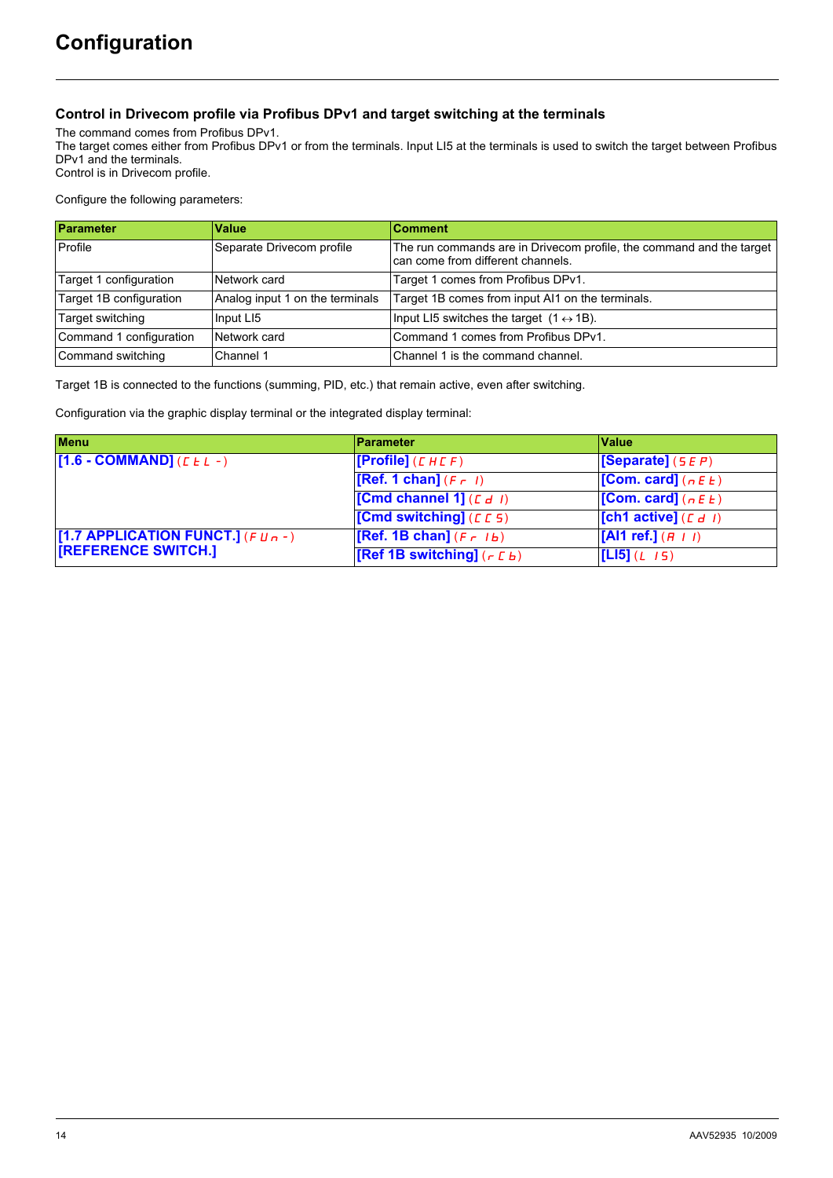# Configuration

## Control in Drivecom profile via Profibus DPv1 and target switching at the terminals

The command comes from Profibus DPv1.
The target comes either from Profibus DPv1 or from the terminals. Input LI5 at the terminals is used to switch the target between Profibus DPv1 and the terminals.
Control is in Drivecom profile.

Configure the following parameters:

| Parameter | Value | Comment |
|---|---|---|
| Profile | Separate Drivecom profile | The run commands are in Drivecom profile, the command and the target can come from different channels. |
| Target 1 configuration | Network card | Target 1 comes from Profibus DPv1. |
| Target 1B configuration | Analog input 1 on the terminals | Target 1B comes from input AI1 on the terminals. |
| Target switching | Input LI5 | Input LI5 switches the target (1 ↔ 1B). |
| Command 1 configuration | Network card | Command 1 comes from Profibus DPv1. |
| Command switching | Channel 1 | Channel 1 is the command channel. |

Target 1B is connected to the functions (summing, PID, etc.) that remain active, even after switching.

Configuration via the graphic display terminal or the integrated display terminal:

| Menu | Parameter | Value |
|---|---|---|
| [1.6 - COMMAND] (CtL-) | [Profile] (CHCF) | [Separate] (SEP) |
| | [Ref. 1 chan] (Fr1) | [Com. card] (nEt) |
| | [Cmd channel 1] (Cd1) | [Com. card] (nEt) |
| | [Cmd switching] (CCS) | [ch1 active] (Cd1) |
| [1.7 APPLICATION FUNCT.] (FUn-) [REFERENCE SWITCH.] | [Ref. 1B chan] (Fr1b) | [AI1 ref.] (AI1) |
| | [Ref 1B switching] (rCb) | [LI5] (LI5) |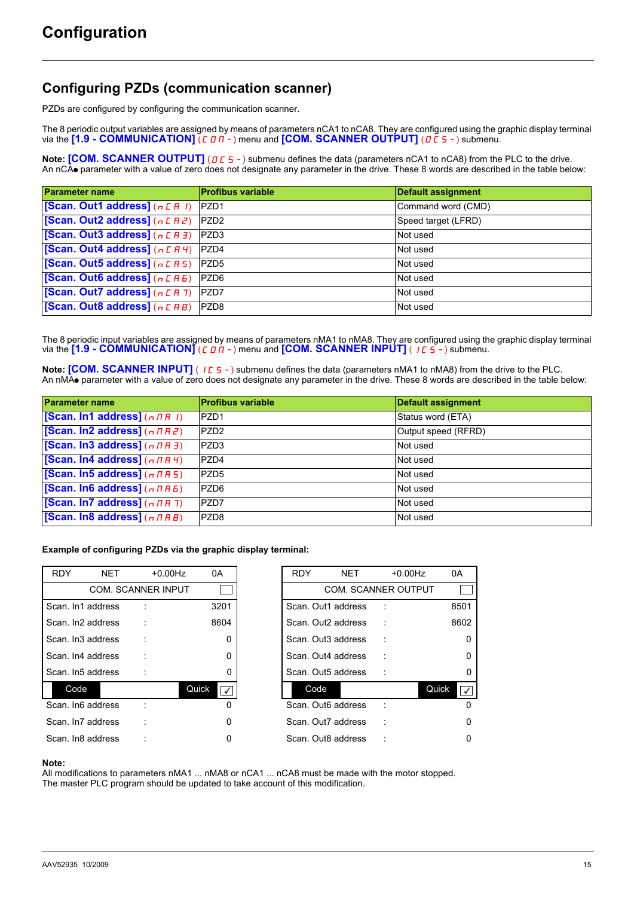# Configuration

## Configuring PZDs (communication scanner)

PZDs are configured by configuring the communication scanner.

The 8 periodic output variables are assigned by means of parameters nCA1 to nCA8. They are configured using the graphic display terminal via the **[1.9 - COMMUNICATION]** (COM-) menu and **[COM. SCANNER OUTPUT]** (OCS-) submenu.

**Note:** **[COM. SCANNER OUTPUT]** (OCS-) submenu defines the data (parameters nCA1 to nCA8) from the PLC to the drive. An nCA● parameter with a value of zero does not designate any parameter in the drive. These 8 words are described in the table below:

| Parameter name | Profibus variable | Default assignment |
|---|---|---|
| **[Scan. Out1 address]** (nCA1) | PZD1 | Command word (CMD) |
| **[Scan. Out2 address]** (nCA2) | PZD2 | Speed target (LFRD) |
| **[Scan. Out3 address]** (nCA3) | PZD3 | Not used |
| **[Scan. Out4 address]** (nCA4) | PZD4 | Not used |
| **[Scan. Out5 address]** (nCA5) | PZD5 | Not used |
| **[Scan. Out6 address]** (nCA6) | PZD6 | Not used |
| **[Scan. Out7 address]** (nCA7) | PZD7 | Not used |
| **[Scan. Out8 address]** (nCA8) | PZD8 | Not used |

The 8 periodic input variables are assigned by means of parameters nMA1 to nMA8. They are configured using the graphic display terminal via the **[1.9 - COMMUNICATION]** (COM-) menu and **[COM. SCANNER INPUT]** (ICS-) submenu.

**Note:** **[COM. SCANNER INPUT]** (ICS-) submenu defines the data (parameters nMA1 to nMA8) from the drive to the PLC. An nMA● parameter with a value of zero does not designate any parameter in the drive. These 8 words are described in the table below:

| Parameter name | Profibus variable | Default assignment |
|---|---|---|
| **[Scan. In1 address]** (nMA1) | PZD1 | Status word (ETA) |
| **[Scan. In2 address]** (nMA2) | PZD2 | Output speed (RFRD) |
| **[Scan. In3 address]** (nMA3) | PZD3 | Not used |
| **[Scan. In4 address]** (nMA4) | PZD4 | Not used |
| **[Scan. In5 address]** (nMA5) | PZD5 | Not used |
| **[Scan. In6 address]** (nMA6) | PZD6 | Not used |
| **[Scan. In7 address]** (nMA7) | PZD7 | Not used |
| **[Scan. In8 address]** (nMA8) | PZD8 | Not used |

**Example of configuring PZDs via the graphic display terminal:**

```
RDY      NET      +0.00Hz    0A
      COM. SCANNER INPUT
Scan. In1 address   :      3201
Scan. In2 address   :      8604
Scan. In3 address   :         0
Scan. In4 address   :         0
Scan. In5 address   :         0
   Code                Quick
Scan. In6 address   :         0
Scan. In7 address   :         0
Scan. In8 address   :         0
```

```
RDY      NET      +0.00Hz    0A
      COM. SCANNER OUTPUT
Scan. Out1 address  :      8501
Scan. Out2 address  :      8602
Scan. Out3 address  :         0
Scan. Out4 address  :         0
Scan. Out5 address  :         0
   Code                Quick
Scan. Out6 address  :         0
Scan. Out7 address  :         0
Scan. Out8 address  :         0
```

**Note:**
All modifications to parameters nMA1 ... nMA8 or nCA1 ... nCA8 must be made with the motor stopped.
The master PLC program should be updated to take account of this modification.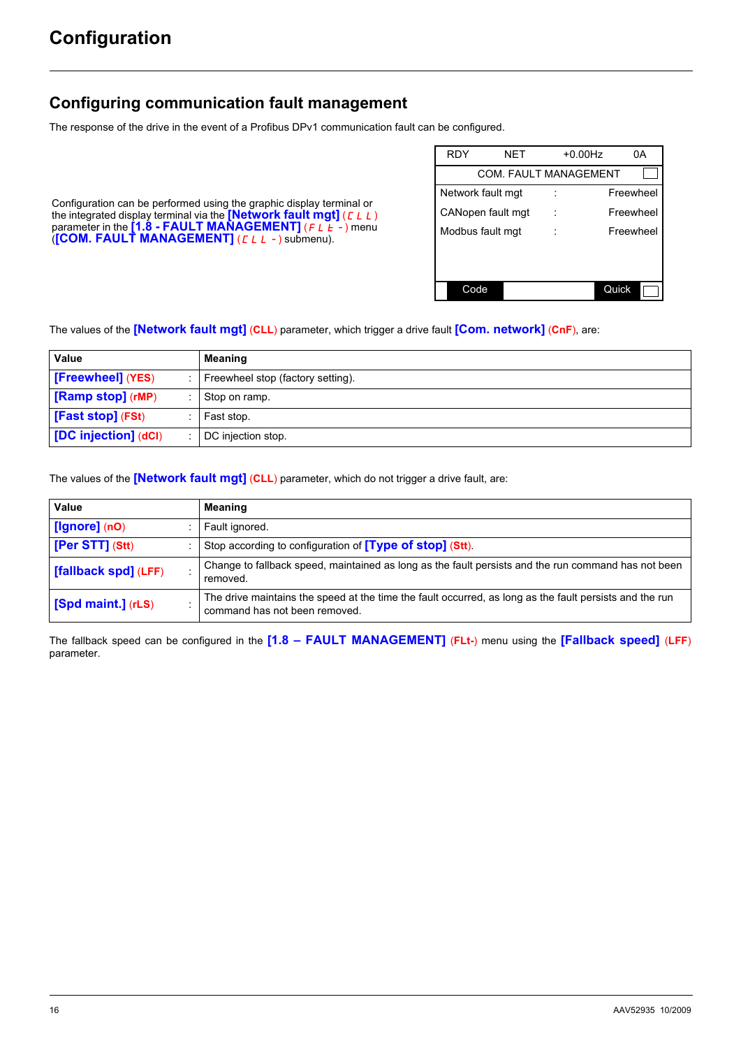# Configuration

## Configuring communication fault management

The response of the drive in the event of a Profibus DPv1 communication fault can be configured.

Configuration can be performed using the graphic display terminal or the integrated display terminal via the **[Network fault mgt]** (CLL) parameter in the **[1.8 - FAULT MANAGEMENT]** (FLt-) menu (**[COM. FAULT MANAGEMENT]** (CLL-) submenu).

```
RDY        NET        +0.00Hz        0A
        COM. FAULT MANAGEMENT
Network fault mgt    :       Freewheel
CANopen fault mgt    :       Freewheel
Modbus fault mgt     :       Freewheel

    Code                      Quick
```

The values of the **[Network fault mgt]** (CLL) parameter, which trigger a drive fault **[Com. network]** (CnF), are:

| Value | | Meaning |
|---|---|---|
| **[Freewheel]** (YES) | : | Freewheel stop (factory setting). |
| **[Ramp stop]** (rMP) | : | Stop on ramp. |
| **[Fast stop]** (FSt) | : | Fast stop. |
| **[DC injection]** (dCI) | : | DC injection stop. |

The values of the **[Network fault mgt]** (CLL) parameter, which do not trigger a drive fault, are:

| Value | | Meaning |
|---|---|---|
| **[Ignore]** (nO) | : | Fault ignored. |
| **[Per STT]** (Stt) | : | Stop according to configuration of **[Type of stop]** (Stt). |
| **[fallback spd]** (LFF) | : | Change to fallback speed, maintained as long as the fault persists and the run command has not been removed. |
| **[Spd maint.]** (rLS) | : | The drive maintains the speed at the time the fault occurred, as long as the fault persists and the run command has not been removed. |

The fallback speed can be configured in the **[1.8 – FAULT MANAGEMENT]** (FLt-) menu using the **[Fallback speed]** (LFF) parameter.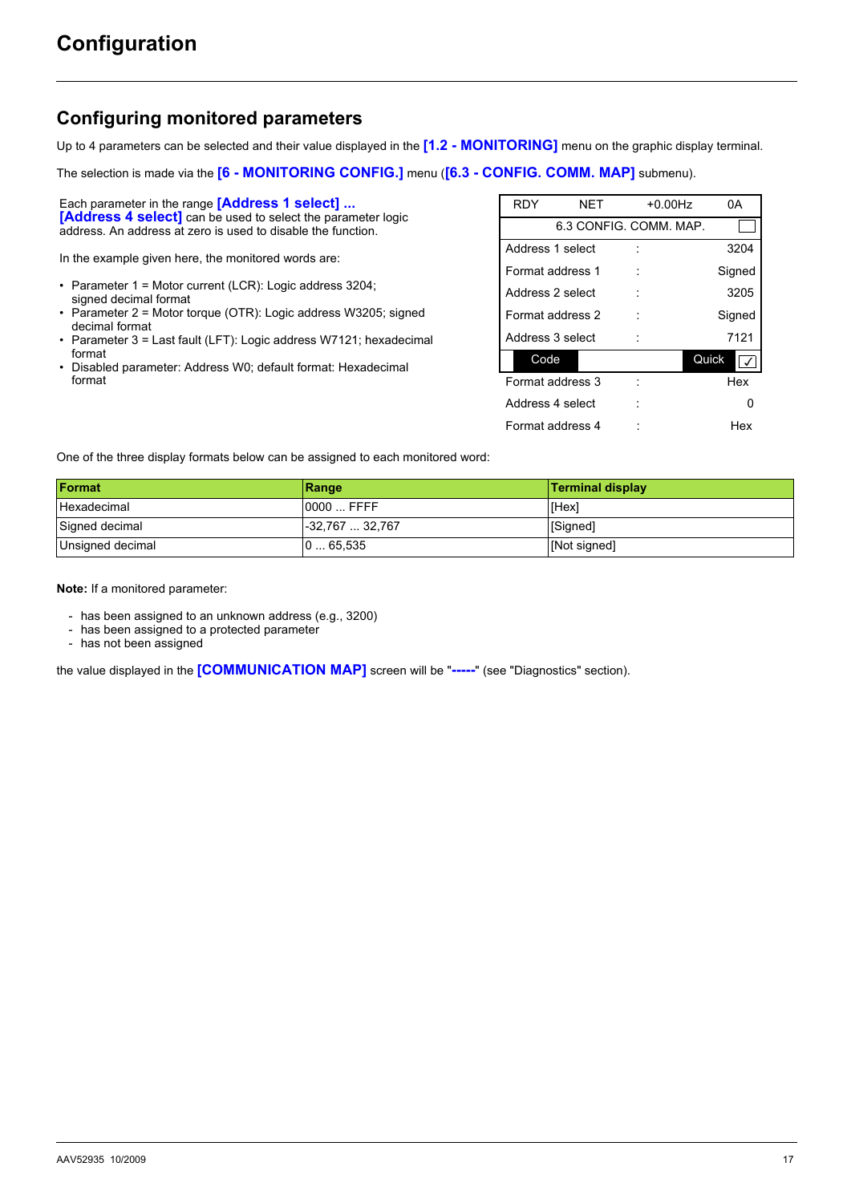# Configuration

## Configuring monitored parameters

Up to 4 parameters can be selected and their value displayed in the **[1.2 - MONITORING]** menu on the graphic display terminal.

The selection is made via the **[6 - MONITORING CONFIG.]** menu (**[6.3 - CONFIG. COMM. MAP]** submenu).

Each parameter in the range **[Address 1 select] ... [Address 4 select]** can be used to select the parameter logic address. An address at zero is used to disable the function.

In the example given here, the monitored words are:

- Parameter 1 = Motor current (LCR): Logic address 3204; signed decimal format
- Parameter 2 = Motor torque (OTR): Logic address W3205; signed decimal format
- Parameter 3 = Last fault (LFT): Logic address W7121; hexadecimal format
- Disabled parameter: Address W0; default format: Hexadecimal format

| RDY | NET | +0.00Hz | 0A |
|---|---|---|---|
| 6.3 CONFIG. COMM. MAP. | | | |
| Address 1 select | : | | 3204 |
| Format address 1 | : | | Signed |
| Address 2 select | : | | 3205 |
| Format address 2 | : | | Signed |
| Address 3 select | : | | 7121 |
| Code | | Quick | |
| Format address 3 | : | | Hex |
| Address 4 select | : | | 0 |
| Format address 4 | : | | Hex |

One of the three display formats below can be assigned to each monitored word:

| Format | Range | Terminal display |
|---|---|---|
| Hexadecimal | 0000 ... FFFF | [Hex] |
| Signed decimal | -32,767 ... 32,767 | [Signed] |
| Unsigned decimal | 0 ... 65,535 | [Not signed] |

**Note:** If a monitored parameter:

- has been assigned to an unknown address (e.g., 3200)
- has been assigned to a protected parameter
- has not been assigned

the value displayed in the **[COMMUNICATION MAP]** screen will be "**-----**" (see "Diagnostics" section).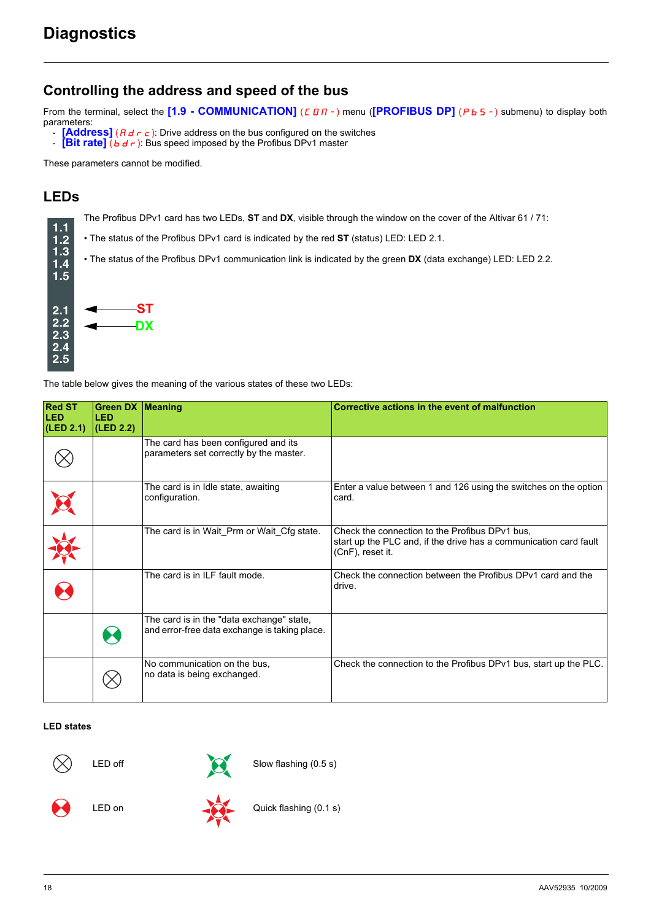# Diagnostics

## Controlling the address and speed of the bus

From the terminal, select the **[1.9 - COMMUNICATION]** (C O M -) menu (**[PROFIBUS DP]** (P b S -) submenu) to display both parameters:

- **[Address]** (A d r c): Drive address on the bus configured on the switches
- **[Bit rate]** (b d r): Bus speed imposed by the Profibus DPv1 master

These parameters cannot be modified.

## LEDs

The Profibus DPv1 card has two LEDs, **ST** and **DX**, visible through the window on the cover of the Altivar 61 / 71:

- The status of the Profibus DPv1 card is indicated by the red **ST** (status) LED: LED 2.1.
- The status of the Profibus DPv1 communication link is indicated by the green **DX** (data exchange) LED: LED 2.2.

1.1
1.2
1.3
1.4
1.5

2.1 ← ST
2.2 ← DX
2.3
2.4
2.5

The table below gives the meaning of the various states of these two LEDs:

| Red ST LED (LED 2.1) | Green DX LED (LED 2.2) | Meaning | Corrective actions in the event of malfunction |
|---|---|---|---|
| LED off | | The card has been configured and its parameters set correctly by the master. | |
| Slow flashing (0.5 s) | | The card is in Idle state, awaiting configuration. | Enter a value between 1 and 126 using the switches on the option card. |
| Quick flashing (0.1 s) | | The card is in Wait_Prm or Wait_Cfg state. | Check the connection to the Profibus DPv1 bus, start up the PLC and, if the drive has a communication card fault (CnF), reset it. |
| LED on | | The card is in ILF fault mode. | Check the connection between the Profibus DPv1 card and the drive. |
| | LED on | The card is in the "data exchange" state, and error-free data exchange is taking place. | |
| | LED off | No communication on the bus, no data is being exchanged. | Check the connection to the Profibus DPv1 bus, start up the PLC. |

**LED states**

- LED off
- LED on
- Slow flashing (0.5 s)
- Quick flashing (0.1 s)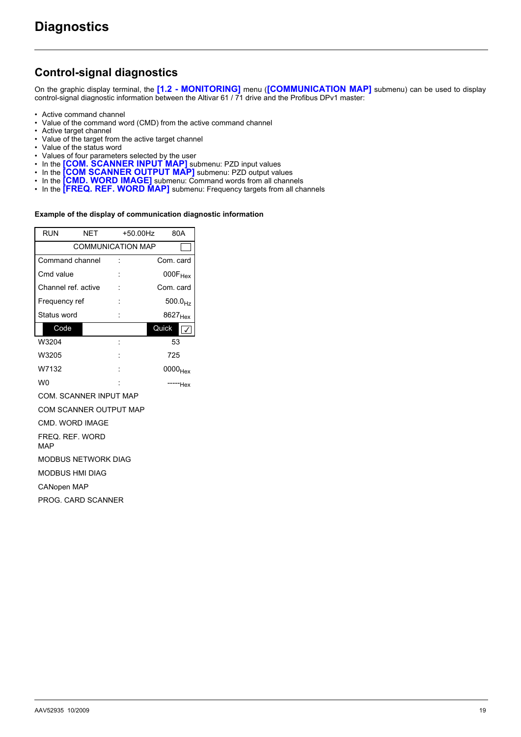// Diagnostics

## Control-signal diagnostics

On the graphic display terminal, the **[1.2 - MONITORING]** menu (**[COMMUNICATION MAP]** submenu) can be used to display control-signal diagnostic information between the Altivar 61 / 71 drive and the Profibus DPv1 master:

- Active command channel
- Value of the command word (CMD) from the active command channel
- Active target channel
- Value of the target from the active target channel
- Value of the status word
- Values of four parameters selected by the user
- In the **[COM. SCANNER INPUT MAP]** submenu: PZD input values
- In the **[COM SCANNER OUTPUT MAP]** submenu: PZD output values
- In the **[CMD. WORD IMAGE]** submenu: Command words from all channels
- In the **[FREQ. REF. WORD MAP]** submenu: Frequency targets from all channels

**Example of the display of communication diagnostic information**

| RUN | NET | +50.00Hz | 80A |
|---|---|---|---|
| COMMUNICATION MAP | | | |
| Command channel | : | | Com. card |
| Cmd value | : | | $000F_{Hex}$ |
| Channel ref. active | : | | Com. card |
| Frequency ref | : | | $500.0_{Hz}$ |
| Status word | : | | $8627_{Hex}$ |
| Code | | | Quick ✓ |
| W3204 | : | | 53 |
| W3205 | : | | 725 |
| W7132 | : | | $0000_{Hex}$ |
| W0 | : | | $-----_{Hex}$ |
| COM. SCANNER INPUT MAP | | | |
| COM SCANNER OUTPUT MAP | | | |
| CMD. WORD IMAGE | | | |
| FREQ. REF. WORD MAP | | | |
| MODBUS NETWORK DIAG | | | |
| MODBUS HMI DIAG | | | |
| CANopen MAP | | | |
| PROG. CARD SCANNER | | | |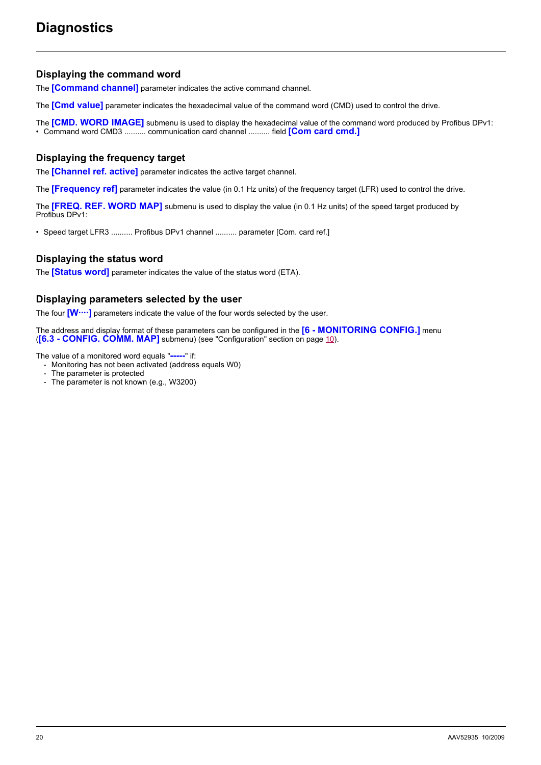# Diagnostics

## Displaying the command word

The **[Command channel]** parameter indicates the active command channel.

The **[Cmd value]** parameter indicates the hexadecimal value of the command word (CMD) used to control the drive.

The **[CMD. WORD IMAGE]** submenu is used to display the hexadecimal value of the command word produced by Profibus DPv1:

- Command word CMD3 .......... communication card channel .......... field **[Com card cmd.]**

## Displaying the frequency target

The **[Channel ref. active]** parameter indicates the active target channel.

The **[Frequency ref]** parameter indicates the value (in 0.1 Hz units) of the frequency target (LFR) used to control the drive.

The **[FREQ. REF. WORD MAP]** submenu is used to display the value (in 0.1 Hz units) of the speed target produced by Profibus DPv1:

- Speed target LFR3 .......... Profibus DPv1 channel .......... parameter [Com. card ref.]

## Displaying the status word

The **[Status word]** parameter indicates the value of the status word (ETA).

## Displaying parameters selected by the user

The four **[W····]** parameters indicate the value of the four words selected by the user.

The address and display format of these parameters can be configured in the **[6 - MONITORING CONFIG.]** menu (**[6.3 - CONFIG. COMM. MAP]** submenu) (see "Configuration" section on page 10).

The value of a monitored word equals "**-----**" if:

- Monitoring has not been activated (address equals W0)
- The parameter is protected
- The parameter is not known (e.g., W3200)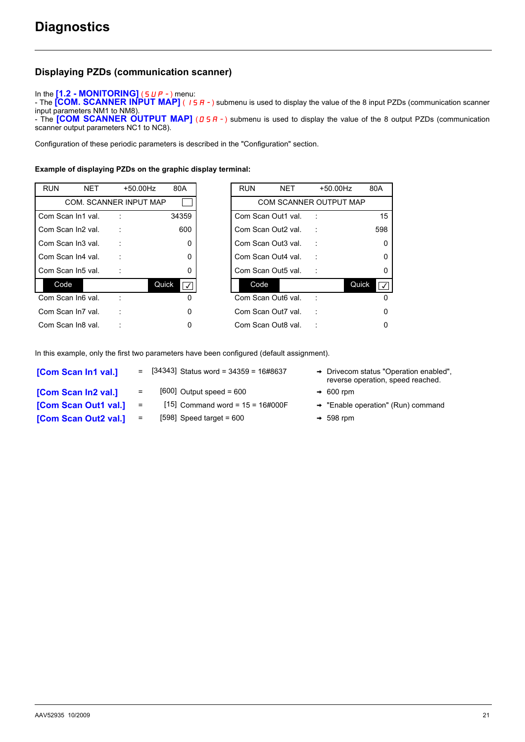# Diagnostics

## Displaying PZDs (communication scanner)

In the **[1.2 - MONITORING]** (SUP-) menu:
- The **[COM. SCANNER INPUT MAP]** (ISA-) submenu is used to display the value of the 8 input PZDs (communication scanner input parameters NM1 to NM8).
- The **[COM SCANNER OUTPUT MAP]** (OSA-) submenu is used to display the value of the 8 output PZDs (communication scanner output parameters NC1 to NC8).

Configuration of these periodic parameters is described in the "Configuration" section.

**Example of displaying PZDs on the graphic display terminal:**

| RUN | NET | +50.00Hz | 80A |
|---|---|---|---|
| COM. SCANNER INPUT MAP | | | |
| Com Scan In1 val. | : | | 34359 |
| Com Scan In2 val. | : | | 600 |
| Com Scan In3 val. | : | | 0 |
| Com Scan In4 val. | : | | 0 |
| Com Scan In5 val. | : | | 0 |
| Code | | Quick | |
| Com Scan In6 val. | : | | 0 |
| Com Scan In7 val. | : | | 0 |
| Com Scan In8 val. | : | | 0 |

| RUN | NET | +50.00Hz | 80A |
|---|---|---|---|
| COM SCANNER OUTPUT MAP | | | |
| Com Scan Out1 val. | : | | 15 |
| Com Scan Out2 val. | : | | 598 |
| Com Scan Out3 val. | : | | 0 |
| Com Scan Out4 val. | : | | 0 |
| Com Scan Out5 val. | : | | 0 |
| Code | | Quick | |
| Com Scan Out6 val. | : | | 0 |
| Com Scan Out7 val. | : | | 0 |
| Com Scan Out8 val. | : | | 0 |

In this example, only the first two parameters have been configured (default assignment).

| | | | |
|---|---|---|---|
| **[Com Scan In1 val.]** | = | [34343] Status word = 34359 = 16#8637 | → Drivecom status "Operation enabled", reverse operation, speed reached. |
| **[Com Scan In2 val.]** | = | [600] Output speed = 600 | → 600 rpm |
| **[Com Scan Out1 val.]** | = | [15] Command word = 15 = 16#000F | → "Enable operation" (Run) command |
| **[Com Scan Out2 val.]** | = | [598] Speed target = 600 | → 598 rpm |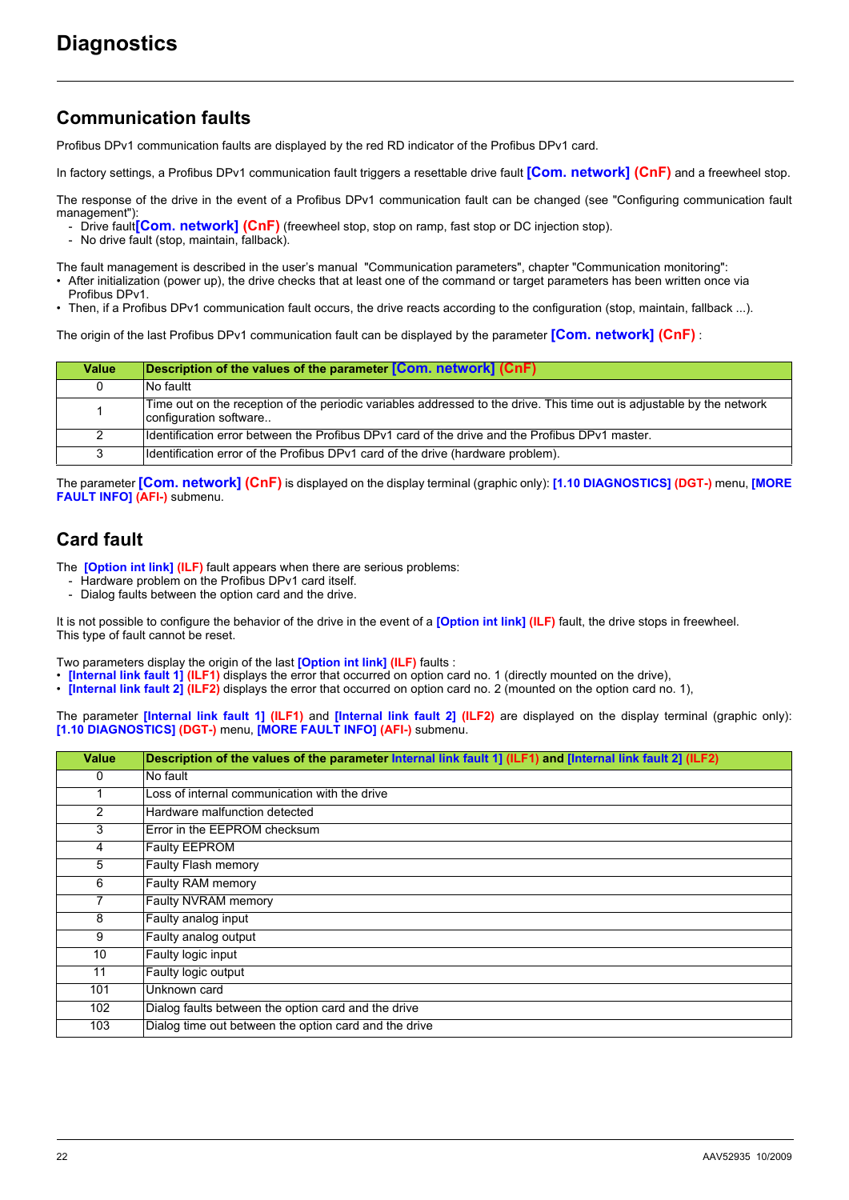# Diagnostics

## Communication faults

Profibus DPv1 communication faults are displayed by the red RD indicator of the Profibus DPv1 card.

In factory settings, a Profibus DPv1 communication fault triggers a resettable drive fault **[Com. network] (CnF)** and a freewheel stop.

The response of the drive in the event of a Profibus DPv1 communication fault can be changed (see "Configuring communication fault management"):
- Drive fault **[Com. network] (CnF)** (freewheel stop, stop on ramp, fast stop or DC injection stop).
- No drive fault (stop, maintain, fallback).

The fault management is described in the user's manual "Communication parameters", chapter "Communication monitoring":
- After initialization (power up), the drive checks that at least one of the command or target parameters has been written once via Profibus DPv1.
- Then, if a Profibus DPv1 communication fault occurs, the drive reacts according to the configuration (stop, maintain, fallback ...).

The origin of the last Profibus DPv1 communication fault can be displayed by the parameter **[Com. network] (CnF)** :

| Value | Description of the values of the parameter [Com. network] (CnF) |
|---|---|
| 0 | No faultt |
| 1 | Time out on the reception of the periodic variables addressed to the drive. This time out is adjustable by the network configuration software.. |
| 2 | Identification error between the Profibus DPv1 card of the drive and the Profibus DPv1 master. |
| 3 | Identification error of the Profibus DPv1 card of the drive (hardware problem). |

The parameter **[Com. network] (CnF)** is displayed on the display terminal (graphic only): **[1.10 DIAGNOSTICS] (DGT-)** menu, **[MORE FAULT INFO] (AFI-)** submenu.

## Card fault

The **[Option int link] (ILF)** fault appears when there are serious problems:
- Hardware problem on the Profibus DPv1 card itself.
- Dialog faults between the option card and the drive.

It is not possible to configure the behavior of the drive in the event of a **[Option int link] (ILF)** fault, the drive stops in freewheel. This type of fault cannot be reset.

Two parameters display the origin of the last **[Option int link] (ILF)** faults :
- **[Internal link fault 1] (ILF1)** displays the error that occurred on option card no. 1 (directly mounted on the drive),
- **[Internal link fault 2] (ILF2)** displays the error that occurred on option card no. 2 (mounted on the option card no. 1),

The parameter **[Internal link fault 1] (ILF1)** and **[Internal link fault 2] (ILF2)** are displayed on the display terminal (graphic only): **[1.10 DIAGNOSTICS] (DGT-)** menu, **[MORE FAULT INFO] (AFI-)** submenu.

| Value | Description of the values of the parameter Internal link fault 1] (ILF1) and [Internal link fault 2] (ILF2) |
|---|---|
| 0 | No fault |
| 1 | Loss of internal communication with the drive |
| 2 | Hardware malfunction detected |
| 3 | Error in the EEPROM checksum |
| 4 | Faulty EEPROM |
| 5 | Faulty Flash memory |
| 6 | Faulty RAM memory |
| 7 | Faulty NVRAM memory |
| 8 | Faulty analog input |
| 9 | Faulty analog output |
| 10 | Faulty logic input |
| 11 | Faulty logic output |
| 101 | Unknown card |
| 102 | Dialog faults between the option card and the drive |
| 103 | Dialog time out between the option card and the drive |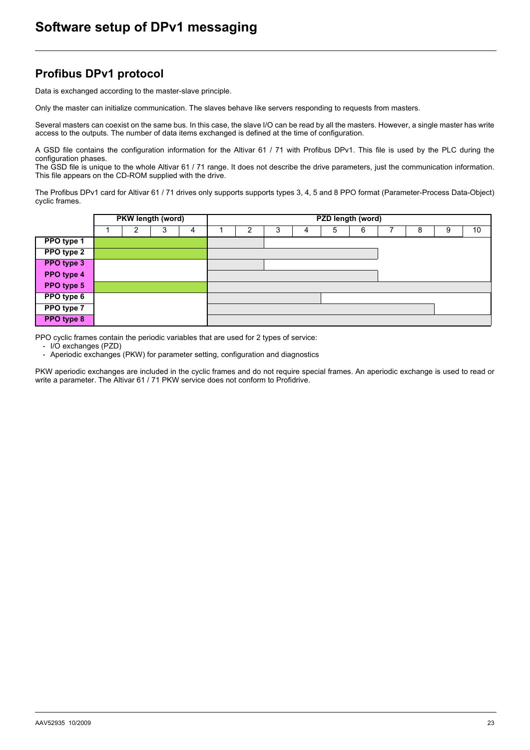# Software setup of DPv1 messaging

## Profibus DPv1 protocol

Data is exchanged according to the master-slave principle.

Only the master can initialize communication. The slaves behave like servers responding to requests from masters.

Several masters can coexist on the same bus. In this case, the slave I/O can be read by all the masters. However, a single master has write access to the outputs. The number of data items exchanged is defined at the time of configuration.

A GSD file contains the configuration information for the Altivar 61 / 71 with Profibus DPv1. This file is used by the PLC during the configuration phases.
The GSD file is unique to the whole Altivar 61 / 71 range. It does not describe the drive parameters, just the communication information. This file appears on the CD-ROM supplied with the drive.

The Profibus DPv1 card for Altivar 61 / 71 drives only supports supports types 3, 4, 5 and 8 PPO format (Parameter-Process Data-Object) cyclic frames.

| | PKW length (word) | | | | PZD length (word) | | | | | | | | | |
|---|---|---|---|---|---|---|---|---|---|---|---|---|---|---|
| | 1 | 2 | 3 | 4 | 1 | 2 | 3 | 4 | 5 | 6 | 7 | 8 | 9 | 10 |
| **PPO type 1** | X | X | X | X | X | X | | | | | | | | |
| **PPO type 2** | X | X | X | X | X | X | X | X | X | X | | | | |
| **PPO type 3** | | | | | X | X | | | | | | | | |
| **PPO type 4** | | | | | X | X | X | X | X | X | | | | |
| **PPO type 5** | X | X | X | X | X | X | X | X | X | X | X | X | X | X |
| **PPO type 6** | | | | | X | X | X | X | | | | | | |
| **PPO type 7** | | | | | X | X | X | X | X | X | X | X | | |
| **PPO type 8** | | | | | X | X | X | X | X | X | X | X | X | X |

PPO cyclic frames contain the periodic variables that are used for 2 types of service:
- I/O exchanges (PZD)
- Aperiodic exchanges (PKW) for parameter setting, configuration and diagnostics

PKW aperiodic exchanges are included in the cyclic frames and do not require special frames. An aperiodic exchange is used to read or write a parameter. The Altivar 61 / 71 PKW service does not conform to Profidrive.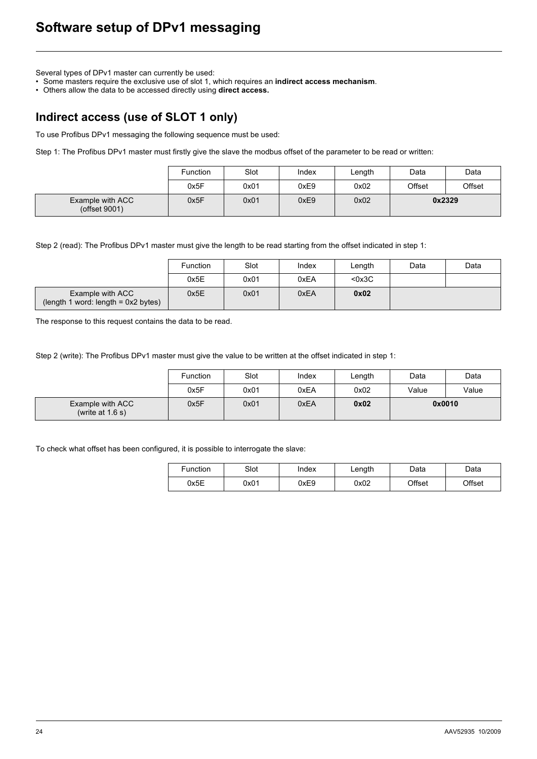# Software setup of DPv1 messaging

Several types of DPv1 master can currently be used:

- Some masters require the exclusive use of slot 1, which requires an **indirect access mechanism**.
- Others allow the data to be accessed directly using **direct access.**

## Indirect access (use of SLOT 1 only)

To use Profibus DPv1 messaging the following sequence must be used:

Step 1: The Profibus DPv1 master must firstly give the slave the modbus offset of the parameter to be read or written:

| | Function | Slot | Index | Length | Data | Data |
|---|---|---|---|---|---|---|
| | 0x5F | 0x01 | 0xE9 | 0x02 | Offset | Offset |
| Example with ACC (offset 9001) | 0x5F | 0x01 | 0xE9 | 0x02 | **0x2329** | |

Step 2 (read): The Profibus DPv1 master must give the length to be read starting from the offset indicated in step 1:

| | Function | Slot | Index | Length | Data | Data |
|---|---|---|---|---|---|---|
| | 0x5E | 0x01 | 0xEA | <0x3C | | |
| Example with ACC (length 1 word: length = 0x2 bytes) | 0x5E | 0x01 | 0xEA | **0x02** | | |

The response to this request contains the data to be read.

Step 2 (write): The Profibus DPv1 master must give the value to be written at the offset indicated in step 1:

| | Function | Slot | Index | Length | Data | Data |
|---|---|---|---|---|---|---|
| | 0x5F | 0x01 | 0xEA | 0x02 | Value | Value |
| Example with ACC (write at 1.6 s) | 0x5F | 0x01 | 0xEA | **0x02** | **0x0010** | |

To check what offset has been configured, it is possible to interrogate the slave:

| Function | Slot | Index | Length | Data | Data |
|---|---|---|---|---|---|
| 0x5E | 0x01 | 0xE9 | 0x02 | Offset | Offset |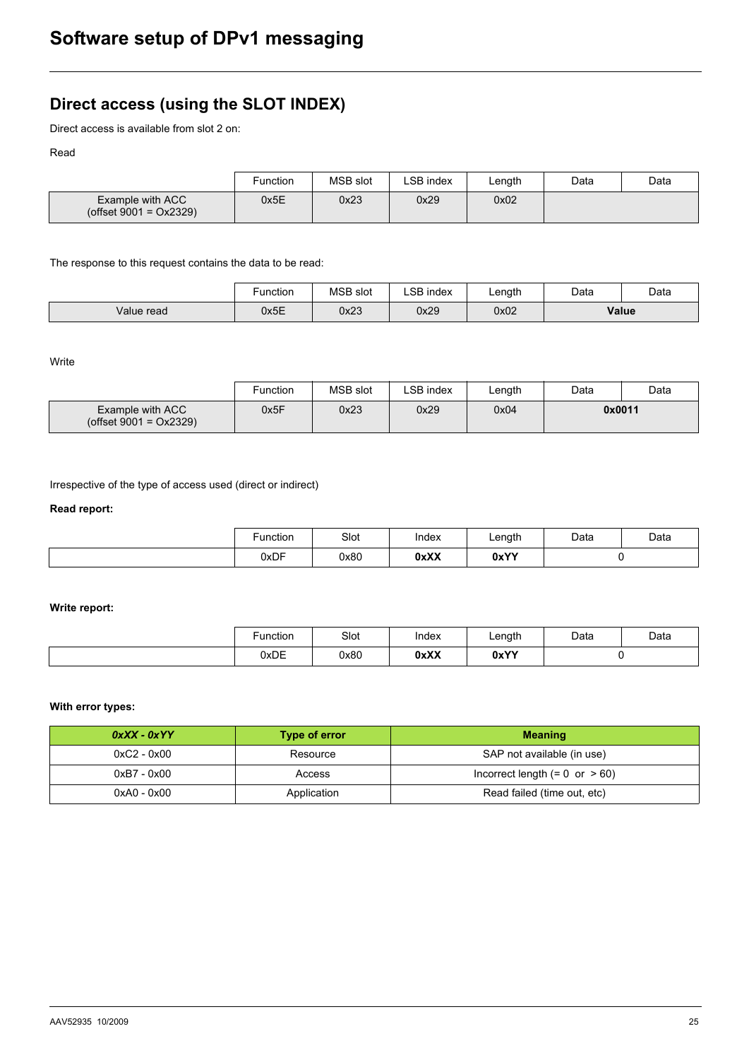# Software setup of DPv1 messaging

## Direct access (using the SLOT INDEX)

Direct access is available from slot 2 on:

Read

| | Function | MSB slot | LSB index | Length | Data | Data |
|---|---|---|---|---|---|---|
| Example with ACC (offset 9001 = Ox2329) | 0x5E | 0x23 | 0x29 | 0x02 | | |

The response to this request contains the data to be read:

| | Function | MSB slot | LSB index | Length | Data | Data |
|---|---|---|---|---|---|---|
| Value read | 0x5E | 0x23 | 0x29 | 0x02 | **Value** | |

Write

| | Function | MSB slot | LSB index | Length | Data | Data |
|---|---|---|---|---|---|---|
| Example with ACC (offset 9001 = Ox2329) | 0x5F | 0x23 | 0x29 | 0x04 | **0x0011** | |

Irrespective of the type of access used (direct or indirect)

**Read report:**

| | Function | Slot | Index | Length | Data | Data |
|---|---|---|---|---|---|---|
| | 0xDF | 0x80 | **0xXX** | **0xYY** | 0 | |

**Write report:**

| | Function | Slot | Index | Length | Data | Data |
|---|---|---|---|---|---|---|
| | 0xDE | 0x80 | **0xXX** | **0xYY** | 0 | |

**With error types:**

| ***0xXX - 0xYY*** | **Type of error** | **Meaning** |
|---|---|---|
| 0xC2 - 0x00 | Resource | SAP not available (in use) |
| 0xB7 - 0x00 | Access | Incorrect length (= 0 or > 60) |
| 0xA0 - 0x00 | Application | Read failed (time out, etc) |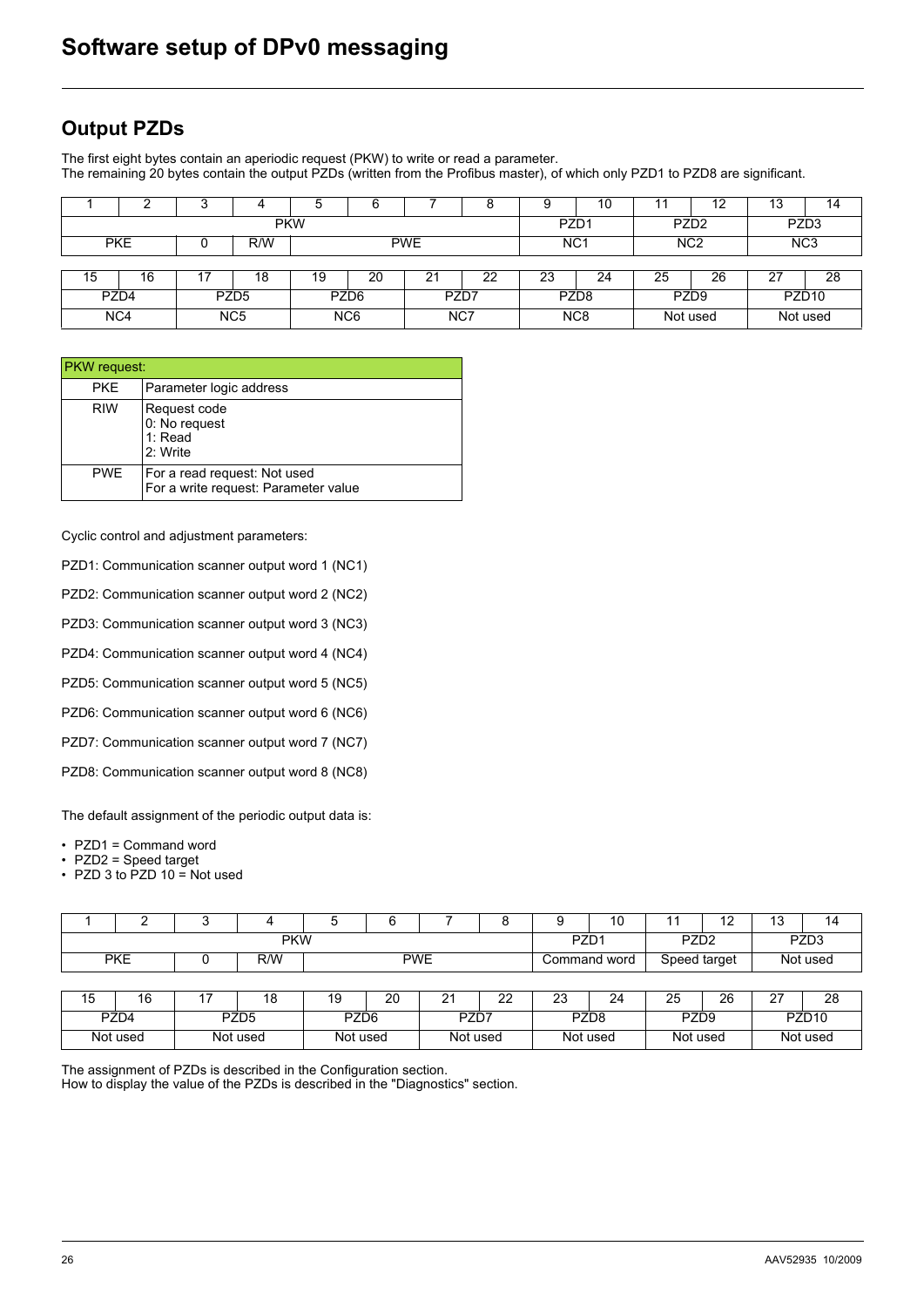# Software setup of DPv0 messaging

## Output PZDs

The first eight bytes contain an aperiodic request (PKW) to write or read a parameter.
The remaining 20 bytes contain the output PZDs (written from the Profibus master), of which only PZD1 to PZD8 are significant.

| 1 | 2 | 3 | 4 | 5 | 6 | 7 | 8 | 9 | 10 | 11 | 12 | 13 | 14 |
|---|---|---|---|---|---|---|---|---|---|---|---|---|---|
| PKW | | | | | | | | PZD1 | | PZD2 | | PZD3 | |
| PKE | | 0 | R/W | PWE | | | | NC1 | | NC2 | | NC3 | |

| 15 | 16 | 17 | 18 | 19 | 20 | 21 | 22 | 23 | 24 | 25 | 26 | 27 | 28 |
|---|---|---|---|---|---|---|---|---|---|---|---|---|---|
| PZD4 | | PZD5 | | PZD6 | | PZD7 | | PZD8 | | PZD9 | | PZD10 | |
| NC4 | | NC5 | | NC6 | | NC7 | | NC8 | | Not used | | Not used | |

| PKW request: | |
|---|---|
| PKE | Parameter logic address |
| RIW | Request code<br>0: No request<br>1: Read<br>2: Write |
| PWE | For a read request: Not used<br>For a write request: Parameter value |

Cyclic control and adjustment parameters:

PZD1: Communication scanner output word 1 (NC1)

PZD2: Communication scanner output word 2 (NC2)

PZD3: Communication scanner output word 3 (NC3)

PZD4: Communication scanner output word 4 (NC4)

PZD5: Communication scanner output word 5 (NC5)

PZD6: Communication scanner output word 6 (NC6)

PZD7: Communication scanner output word 7 (NC7)

PZD8: Communication scanner output word 8 (NC8)

The default assignment of the periodic output data is:

- PZD1 = Command word
- PZD2 = Speed target
- PZD 3 to PZD 10 = Not used

| 1 | 2 | 3 | 4 | 5 | 6 | 7 | 8 | 9 | 10 | 11 | 12 | 13 | 14 |
|---|---|---|---|---|---|---|---|---|---|---|---|---|---|
| PKW | | | | | | | | PZD1 | | PZD2 | | PZD3 | |
| PKE | | 0 | R/W | PWE | | | | Command word | | Speed target | | Not used | |

| 15 | 16 | 17 | 18 | 19 | 20 | 21 | 22 | 23 | 24 | 25 | 26 | 27 | 28 |
|---|---|---|---|---|---|---|---|---|---|---|---|---|---|
| PZD4 | | PZD5 | | PZD6 | | PZD7 | | PZD8 | | PZD9 | | PZD10 | |
| Not used | | Not used | | Not used | | Not used | | Not used | | Not used | | Not used | |

The assignment of PZDs is described in the Configuration section.
How to display the value of the PZDs is described in the "Diagnostics" section.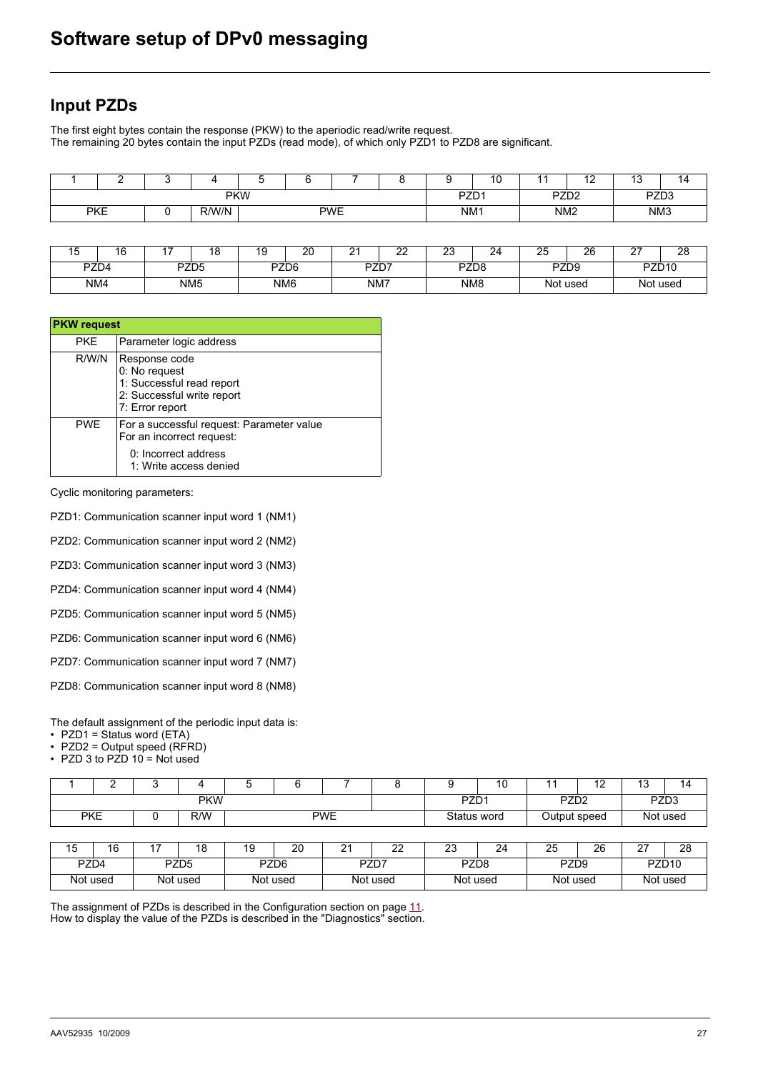# Software setup of DPv0 messaging

## Input PZDs

The first eight bytes contain the response (PKW) to the aperiodic read/write request.
The remaining 20 bytes contain the input PZDs (read mode), of which only PZD1 to PZD8 are significant.

| 1 | 2 | 3 | 4 | 5 | 6 | 7 | 8 | 9 | 10 | 11 | 12 | 13 | 14 |
|---|---|---|---|---|---|---|---|---|---|---|---|---|---|
| PKW | | | | | | | | PZD1 | | PZD2 | | PZD3 | |
| PKE | | 0 | R/W/N | PWE | | | | NM1 | | NM2 | | NM3 | |

| 15 | 16 | 17 | 18 | 19 | 20 | 21 | 22 | 23 | 24 | 25 | 26 | 27 | 28 |
|---|---|---|---|---|---|---|---|---|---|---|---|---|---|
| PZD4 | | PZD5 | | PZD6 | | PZD7 | | PZD8 | | PZD9 | | PZD10 | |
| NM4 | | NM5 | | NM6 | | NM7 | | NM8 | | Not used | | Not used | |

| PKW request | |
|---|---|
| PKE | Parameter logic address |
| R/W/N | Response code<br>0: No request<br>1: Successful read report<br>2: Successful write report<br>7: Error report |
| PWE | For a successful request: Parameter value<br>For an incorrect request:<br>0: Incorrect address<br>1: Write access denied |

Cyclic monitoring parameters:

PZD1: Communication scanner input word 1 (NM1)

PZD2: Communication scanner input word 2 (NM2)

PZD3: Communication scanner input word 3 (NM3)

PZD4: Communication scanner input word 4 (NM4)

PZD5: Communication scanner input word 5 (NM5)

PZD6: Communication scanner input word 6 (NM6)

PZD7: Communication scanner input word 7 (NM7)

PZD8: Communication scanner input word 8 (NM8)

The default assignment of the periodic input data is:
- PZD1 = Status word (ETA)
- PZD2 = Output speed (RFRD)
- PZD 3 to PZD 10 = Not used

| 1 | 2 | 3 | 4 | 5 | 6 | 7 | 8 | 9 | 10 | 11 | 12 | 13 | 14 |
|---|---|---|---|---|---|---|---|---|---|---|---|---|---|
| PKW | | | | | | | | PZD1 | | PZD2 | | PZD3 | |
| PKE | | 0 | R/W | PWE | | | | Status word | | Output speed | | Not used | |

| 15 | 16 | 17 | 18 | 19 | 20 | 21 | 22 | 23 | 24 | 25 | 26 | 27 | 28 |
|---|---|---|---|---|---|---|---|---|---|---|---|---|---|
| PZD4 | | PZD5 | | PZD6 | | PZD7 | | PZD8 | | PZD9 | | PZD10 | |
| Not used | | Not used | | Not used | | Not used | | Not used | | Not used | | Not used | |

The assignment of PZDs is described in the Configuration section on page 11.
How to display the value of the PZDs is described in the "Diagnostics" section.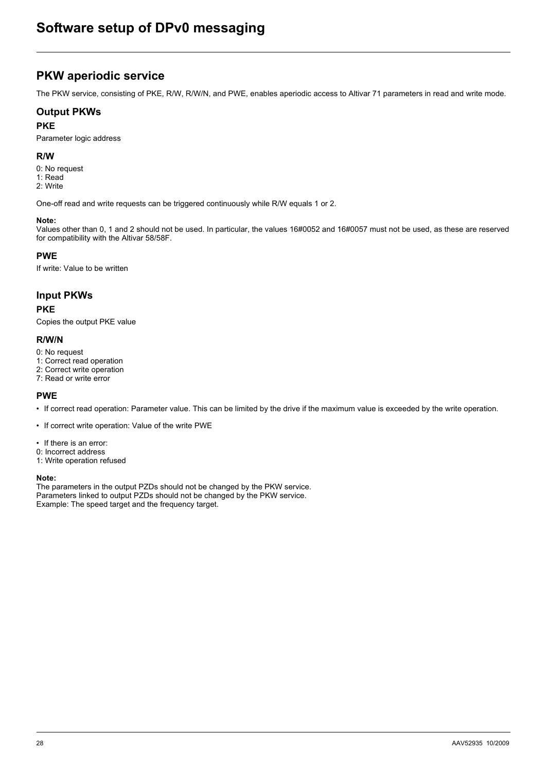# Software setup of DPv0 messaging

## PKW aperiodic service

The PKW service, consisting of PKE, R/W, R/W/N, and PWE, enables aperiodic access to Altivar 71 parameters in read and write mode.

### Output PKWs

#### PKE

Parameter logic address

#### R/W

0: No request
1: Read
2: Write

One-off read and write requests can be triggered continuously while R/W equals 1 or 2.

**Note:**
Values other than 0, 1 and 2 should not be used. In particular, the values 16#0052 and 16#0057 must not be used, as these are reserved for compatibility with the Altivar 58/58F.

#### PWE

If write: Value to be written

### Input PKWs

#### PKE

Copies the output PKE value

#### R/W/N

0: No request
1: Correct read operation
2: Correct write operation
7: Read or write error

#### PWE

- If correct read operation: Parameter value. This can be limited by the drive if the maximum value is exceeded by the write operation.
- If correct write operation: Value of the write PWE
- If there is an error:
0: Incorrect address
1: Write operation refused

**Note:**
The parameters in the output PZDs should not be changed by the PKW service.
Parameters linked to output PZDs should not be changed by the PKW service.
Example: The speed target and the frequency target.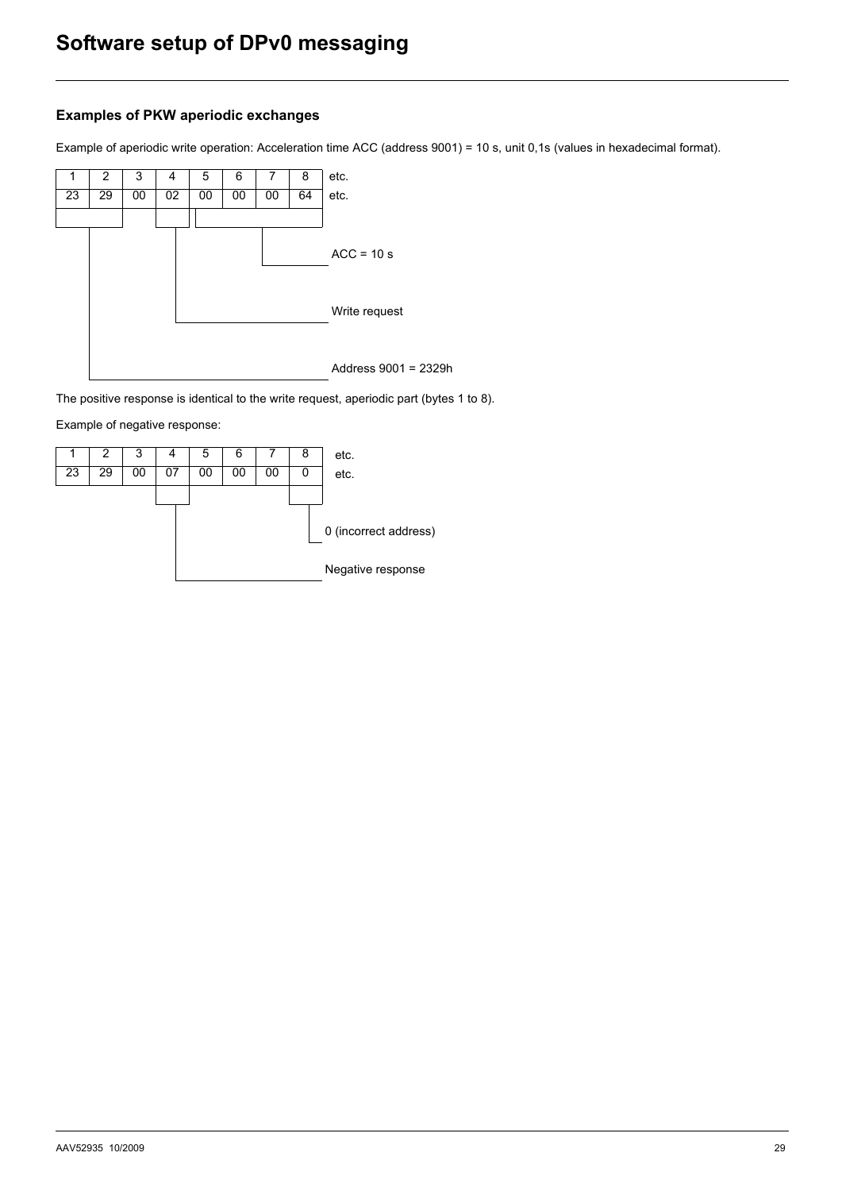## Examples of PKW aperiodic exchanges

Example of aperiodic write operation: Acceleration time ACC (address 9001) = 10 s, unit 0,1s (values in hexadecimal format).

| 1 | 2 | 3 | 4 | 5 | 6 | 7 | 8 | etc. |
|---|---|---|---|---|---|---|---|---|
| 23 | 29 | 00 | 02 | 00 | 00 | 00 | 64 | etc. |

- Bytes 5 to 8: ACC = 10 s
- Bytes 3 to 4: Write request
- Bytes 1 to 2: Address 9001 = 2329h

The positive response is identical to the write request, aperiodic part (bytes 1 to 8).

Example of negative response:

| 1 | 2 | 3 | 4 | 5 | 6 | 7 | 8 | etc. |
|---|---|---|---|---|---|---|---|---|
| 23 | 29 | 00 | 07 | 00 | 00 | 00 | 0 | etc. |

- Byte 8: 0 (incorrect address)
- Byte 4: Negative response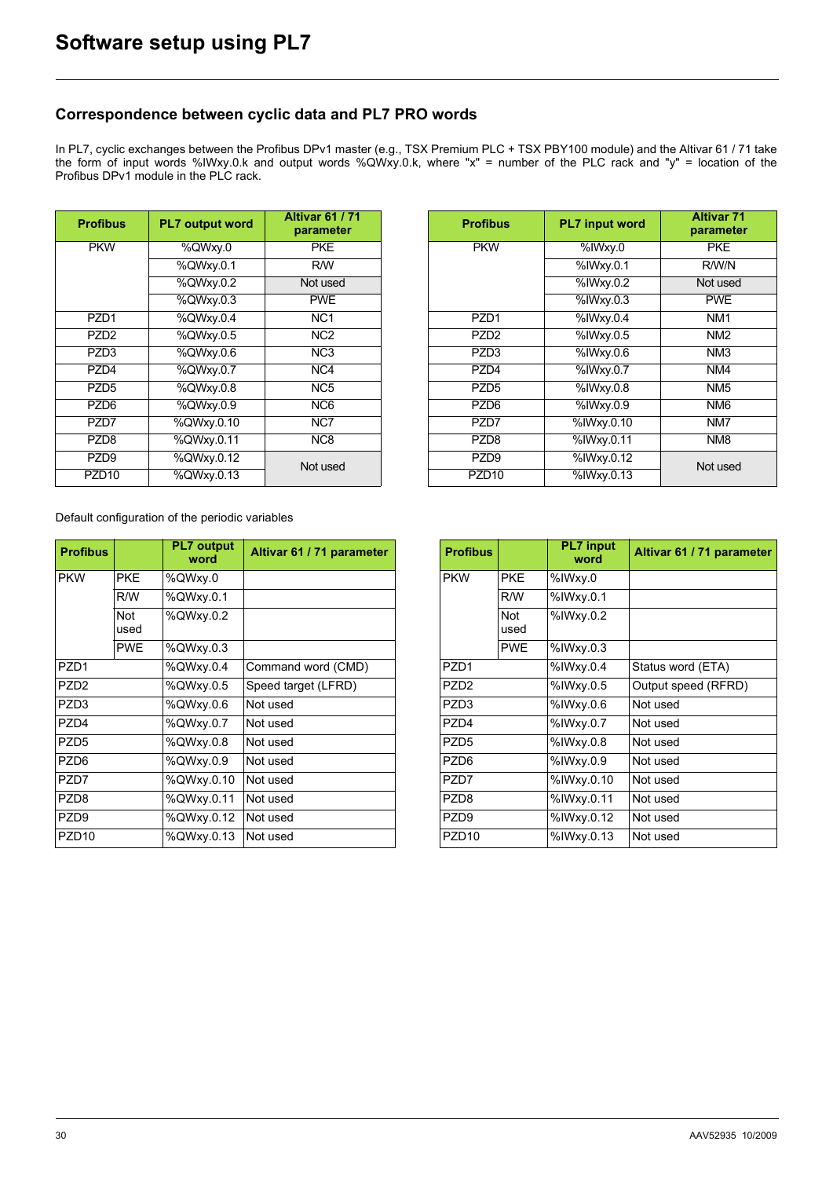# Software setup using PL7

## Correspondence between cyclic data and PL7 PRO words

In PL7, cyclic exchanges between the Profibus DPv1 master (e.g., TSX Premium PLC + TSX PBY100 module) and the Altivar 61 / 71 take the form of input words %IWxy.0.k and output words %QWxy.0.k, where "x" = number of the PLC rack and "y" = location of the Profibus DPv1 module in the PLC rack.

| Profibus | PL7 output word | Altivar 61 / 71 parameter |
|---|---|---|
| PKW | %QWxy.0 | PKE |
| | %QWxy.0.1 | R/W |
| | %QWxy.0.2 | Not used |
| | %QWxy.0.3 | PWE |
| PZD1 | %QWxy.0.4 | NC1 |
| PZD2 | %QWxy.0.5 | NC2 |
| PZD3 | %QWxy.0.6 | NC3 |
| PZD4 | %QWxy.0.7 | NC4 |
| PZD5 | %QWxy.0.8 | NC5 |
| PZD6 | %QWxy.0.9 | NC6 |
| PZD7 | %QWxy.0.10 | NC7 |
| PZD8 | %QWxy.0.11 | NC8 |
| PZD9 | %QWxy.0.12 | Not used |
| PZD10 | %QWxy.0.13 | |

| Profibus | PL7 input word | Altivar 71 parameter |
|---|---|---|
| PKW | %IWxy.0 | PKE |
| | %IWxy.0.1 | R/W/N |
| | %IWxy.0.2 | Not used |
| | %IWxy.0.3 | PWE |
| PZD1 | %IWxy.0.4 | NM1 |
| PZD2 | %IWxy.0.5 | NM2 |
| PZD3 | %IWxy.0.6 | NM3 |
| PZD4 | %IWxy.0.7 | NM4 |
| PZD5 | %IWxy.0.8 | NM5 |
| PZD6 | %IWxy.0.9 | NM6 |
| PZD7 | %IWxy.0.10 | NM7 |
| PZD8 | %IWxy.0.11 | NM8 |
| PZD9 | %IWxy.0.12 | Not used |
| PZD10 | %IWxy.0.13 | |

Default configuration of the periodic variables

| Profibus | | PL7 output word | Altivar 61 / 71 parameter |
|---|---|---|---|
| PKW | PKE | %QWxy.0 | |
| | R/W | %QWxy.0.1 | |
| | Not used | %QWxy.0.2 | |
| | PWE | %QWxy.0.3 | |
| PZD1 | | %QWxy.0.4 | Command word (CMD) |
| PZD2 | | %QWxy.0.5 | Speed target (LFRD) |
| PZD3 | | %QWxy.0.6 | Not used |
| PZD4 | | %QWxy.0.7 | Not used |
| PZD5 | | %QWxy.0.8 | Not used |
| PZD6 | | %QWxy.0.9 | Not used |
| PZD7 | | %QWxy.0.10 | Not used |
| PZD8 | | %QWxy.0.11 | Not used |
| PZD9 | | %QWxy.0.12 | Not used |
| PZD10 | | %QWxy.0.13 | Not used |

| Profibus | | PL7 input word | Altivar 61 / 71 parameter |
|---|---|---|---|
| PKW | PKE | %IWxy.0 | |
| | R/W | %IWxy.0.1 | |
| | Not used | %IWxy.0.2 | |
| | PWE | %IWxy.0.3 | |
| PZD1 | | %IWxy.0.4 | Status word (ETA) |
| PZD2 | | %IWxy.0.5 | Output speed (RFRD) |
| PZD3 | | %IWxy.0.6 | Not used |
| PZD4 | | %IWxy.0.7 | Not used |
| PZD5 | | %IWxy.0.8 | Not used |
| PZD6 | | %IWxy.0.9 | Not used |
| PZD7 | | %IWxy.0.10 | Not used |
| PZD8 | | %IWxy.0.11 | Not used |
| PZD9 | | %IWxy.0.12 | Not used |
| PZD10 | | %IWxy.0.13 | Not used |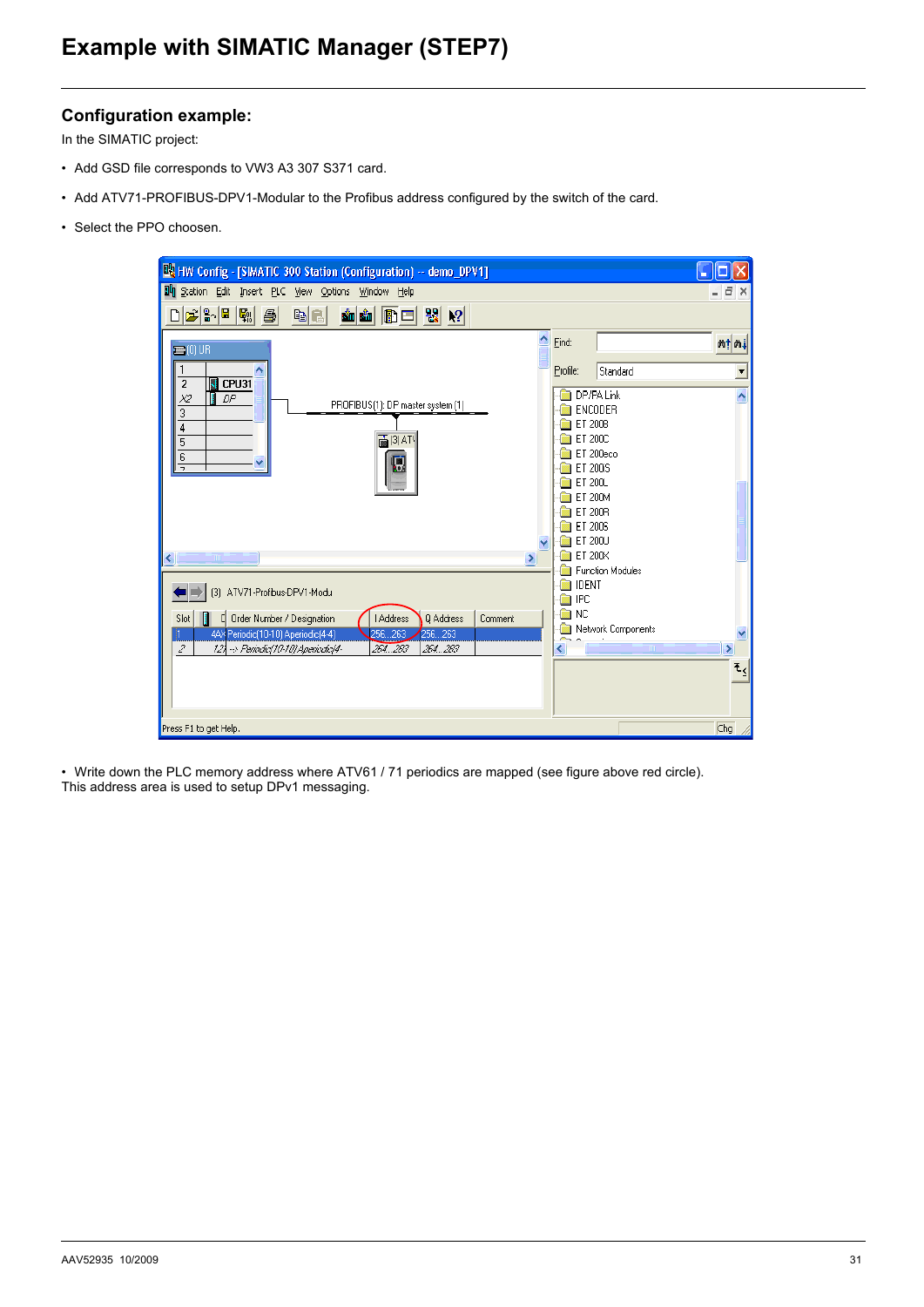# Example with SIMATIC Manager (STEP7)

## Configuration example:

In the SIMATIC project:

- Add GSD file corresponds to VW3 A3 307 S371 card.
- Add ATV71-PROFIBUS-DPV1-Modular to the Profibus address configured by the switch of the card.
- Select the PPO choosen.

- Write down the PLC memory address where ATV61 / 71 periodics are mapped (see figure above red circle).

This address area is used to setup DPv1 messaging.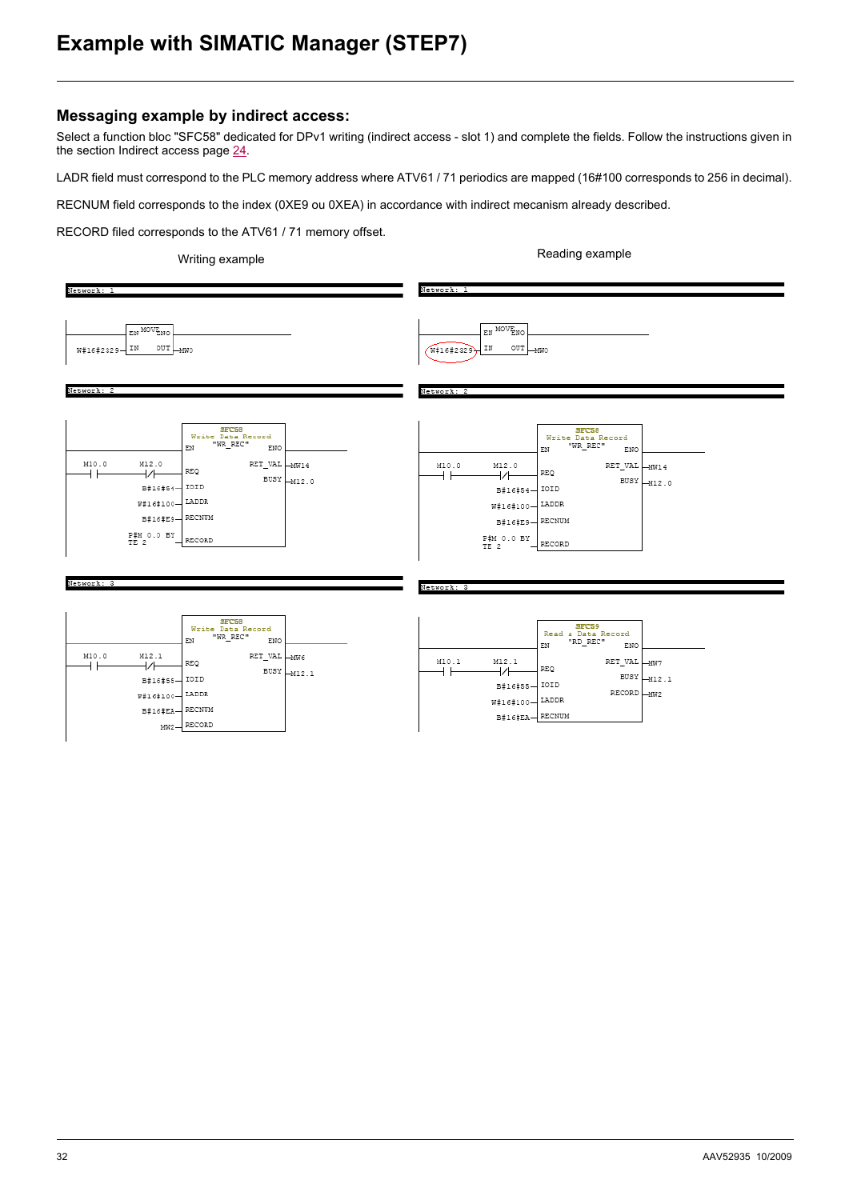# Example with SIMATIC Manager (STEP7)

## Messaging example by indirect access:

Select a function bloc "SFC58" dedicated for DPv1 writing (indirect access - slot 1) and complete the fields. Follow the instructions given in the section Indirect access page 24.

LADR field must correspond to the PLC memory address where ATV61 / 71 periodics are mapped (16#100 corresponds to 256 in decimal).

RECNUM field corresponds to the index (0XE9 ou 0XEA) in accordance with indirect mecanism already described.

RECORD filed corresponds to the ATV61 / 71 memory offset.

Writing example

```
Network: 1
MOVE: EN, IN = W#16#2329, OUT = MW0, ENO

Network: 2
SFC58 "WR_REC" Write Data Record
  EN
  REQ     = M10.0 (NO contact), M12.0 (NC contact)
  IOID    = B#16#54
  LADDR   = W#16#100
  RECNUM  = B#16#E9
  RECORD  = P#M 0.0 BYTE 2
  RET_VAL = MW14
  BUSY    = M12.0
  ENO

Network: 3
SFC58 "WR_REC" Write Data Record
  EN
  REQ     = M10.0 (NO contact), M12.1 (NC contact)
  IOID    = B#16#54
  LADDR   = W#16#100
  RECNUM  = B#16#EA
  RECORD  = MW2
  RET_VAL = MW6
  BUSY    = M12.1
  ENO
```

Reading example

```
Network: 1
MOVE: EN, IN = W#16#2329, OUT = MW0, ENO

Network: 2
SFC58 "WR_REC" Write Data Record
  EN
  REQ     = M10.0 (NO contact), M12.0 (NC contact)
  IOID    = B#16#54
  LADDR   = W#16#100
  RECNUM  = B#16#E9
  RECORD  = P#M 0.0 BYTE 2
  RET_VAL = MW14
  BUSY    = M12.0
  ENO

Network: 3
SFC59 "RD_REC" Read a Data Record
  EN
  REQ     = M10.1 (NO contact), M12.1 (NC contact)
  IOID    = B#16#54
  LADDR   = W#16#100
  RECNUM  = B#16#EA
  RET_VAL = MW7
  BUSY    = M12.1
  RECORD  = MW2
  ENO
```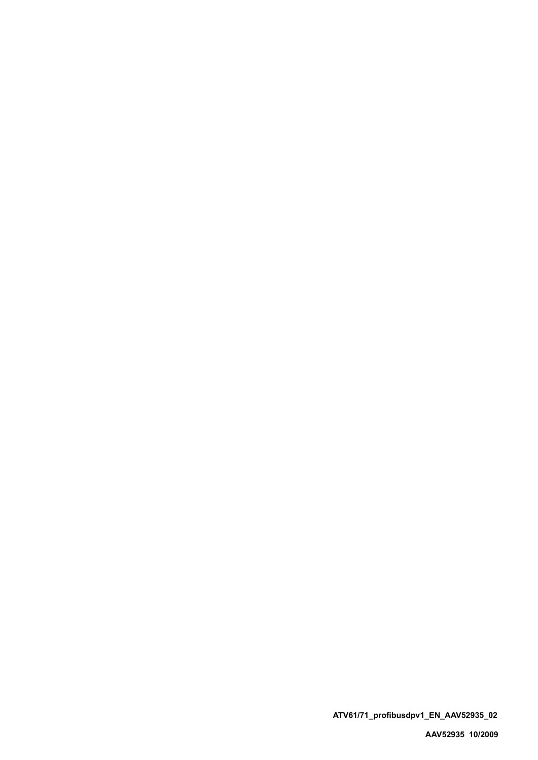ATV61/71_profibusdpv1_EN_AAV52935_02

AAV52935 10/2009